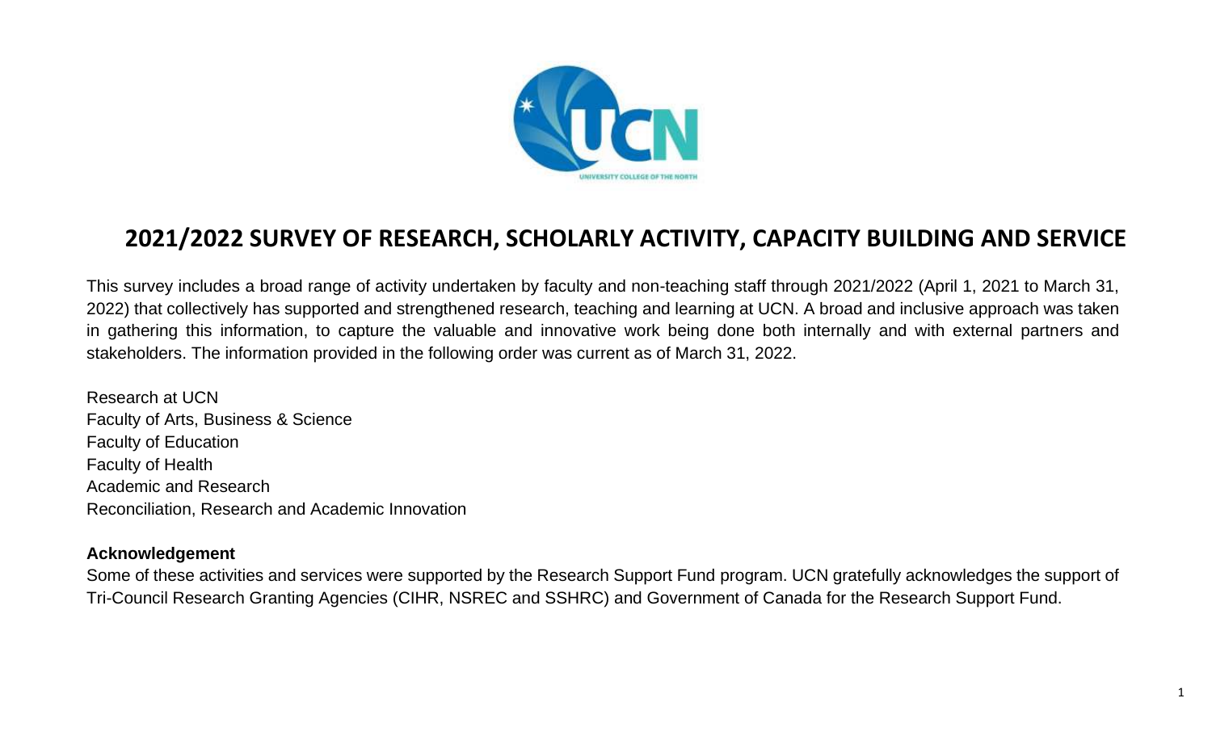# 2021/2022 SURVEY OF RESEARCH, SCHOLARLY ACTIVITY, CAPACITY BUILDING AND SERVICE

This survey includes a broad range of activity undertaken by faculty and non-teaching staff through 2021/2022 (April 1, 2021 to March 31, 2022) that collectively has supported and strengthened research, teaching and learning at UCN. A broad and inclusive approach was taken in gathering this information, to capture the valuable and innovative work being done both internally and with external partners and stakeholders. The information provided in the following order was current as of March 31, 2022.

Research at UCN
Faculty of Arts, Business & Science
Faculty of Education
Faculty of Health
Academic and Research
Reconciliation, Research and Academic Innovation

**Acknowledgement**

Some of these activities and services were supported by the Research Support Fund program. UCN gratefully acknowledges the support of Tri-Council Research Granting Agencies (CIHR, NSREC and SSHRC) and Government of Canada for the Research Support Fund.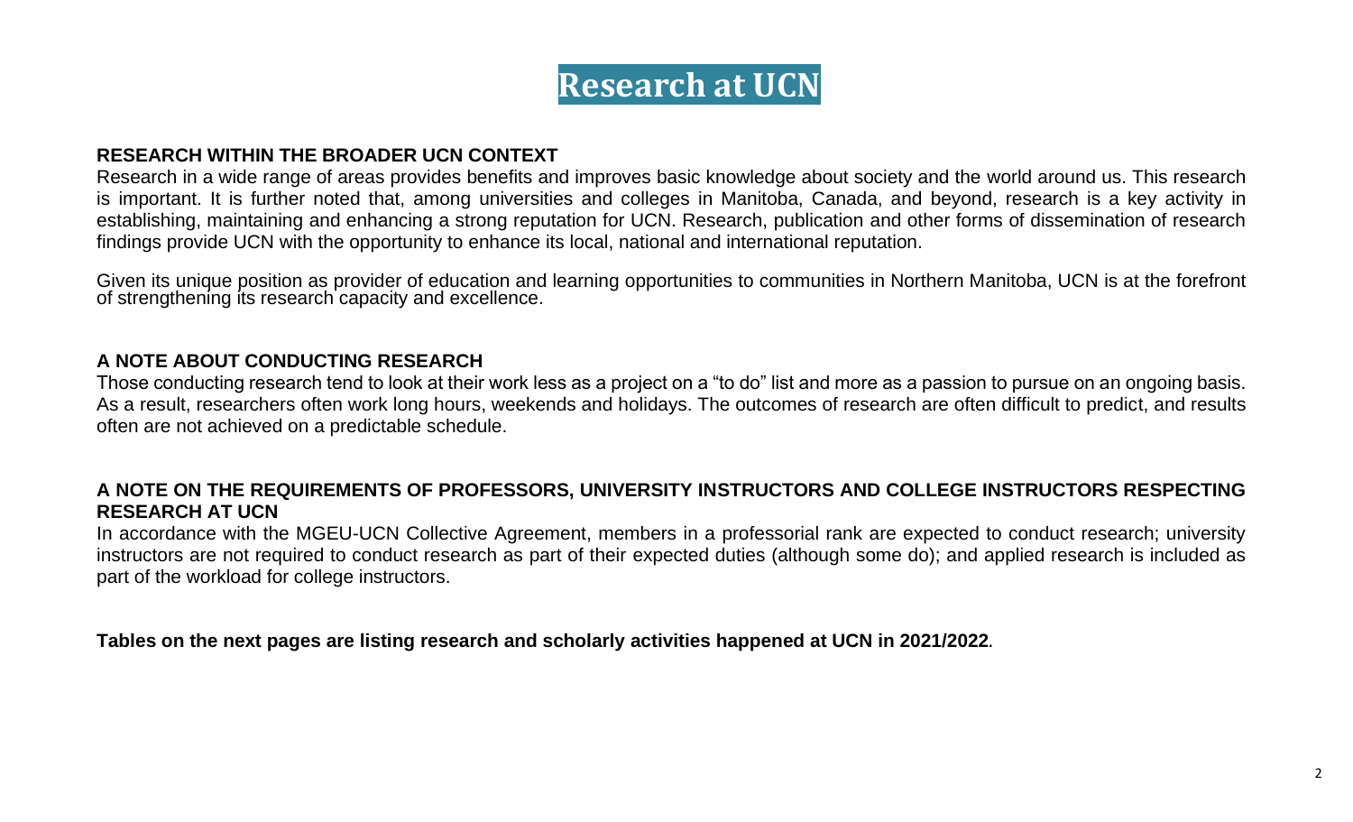# Research at UCN

## RESEARCH WITHIN THE BROADER UCN CONTEXT

Research in a wide range of areas provides benefits and improves basic knowledge about society and the world around us. This research is important. It is further noted that, among universities and colleges in Manitoba, Canada, and beyond, research is a key activity in establishing, maintaining and enhancing a strong reputation for UCN. Research, publication and other forms of dissemination of research findings provide UCN with the opportunity to enhance its local, national and international reputation.

Given its unique position as provider of education and learning opportunities to communities in Northern Manitoba, UCN is at the forefront of strengthening its research capacity and excellence.

## A NOTE ABOUT CONDUCTING RESEARCH

Those conducting research tend to look at their work less as a project on a "to do" list and more as a passion to pursue on an ongoing basis. As a result, researchers often work long hours, weekends and holidays. The outcomes of research are often difficult to predict, and results often are not achieved on a predictable schedule.

## A NOTE ON THE REQUIREMENTS OF PROFESSORS, UNIVERSITY INSTRUCTORS AND COLLEGE INSTRUCTORS RESPECTING RESEARCH AT UCN

In accordance with the MGEU-UCN Collective Agreement, members in a professorial rank are expected to conduct research; university instructors are not required to conduct research as part of their expected duties (although some do); and applied research is included as part of the workload for college instructors.

**Tables on the next pages are listing research and scholarly activities happened at UCN in 2021/2022.**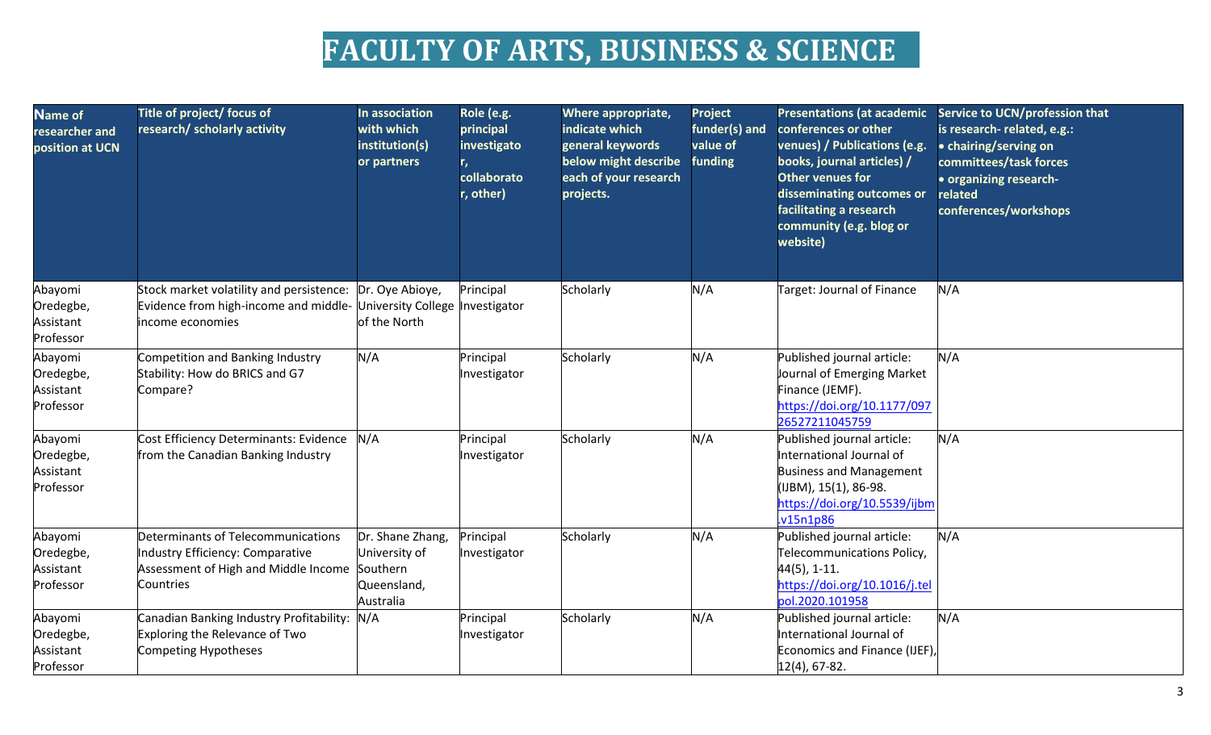# FACULTY OF ARTS, BUSINESS & SCIENCE

| Name of researcher and position at UCN | Title of project/ focus of research/ scholarly activity | In association with which institution(s) or partners | Role (e.g. principal investigator, collaborator, other) | Where appropriate, indicate which general keywords below might describe each of your research projects. | Project funder(s) and value of funding | Presentations (at academic conferences or other venues) / Publications (e.g. books, journal articles) / Other venues for disseminating outcomes or facilitating a research community (e.g. blog or website) | Service to UCN/profession that is research- related, e.g.: • chairing/serving on committees/task forces • organizing research-related conferences/workshops |
|---|---|---|---|---|---|---|---|
| Abayomi Oredegbe, Assistant Professor | Stock market volatility and persistence: Evidence from high-income and middle-income economies | Dr. Oye Abioye, University College of the North | Principal Investigator | Scholarly | N/A | Target: Journal of Finance | N/A |
| Abayomi Oredegbe, Assistant Professor | Competition and Banking Industry Stability: How do BRICS and G7 Compare? | N/A | Principal Investigator | Scholarly | N/A | Published journal article: Journal of Emerging Market Finance (JEMF). https://doi.org/10.1177/09726527211045759 | N/A |
| Abayomi Oredegbe, Assistant Professor | Cost Efficiency Determinants: Evidence from the Canadian Banking Industry | N/A | Principal Investigator | Scholarly | N/A | Published journal article: International Journal of Business and Management (IJBM), 15(1), 86-98. https://doi.org/10.5539/ijbm.v15n1p86 | N/A |
| Abayomi Oredegbe, Assistant Professor | Determinants of Telecommunications Industry Efficiency: Comparative Assessment of High and Middle Income Countries | Dr. Shane Zhang, University of Southern Queensland, Australia | Principal Investigator | Scholarly | N/A | Published journal article: Telecommunications Policy, 44(5), 1-11. https://doi.org/10.1016/j.telpol.2020.101958 | N/A |
| Abayomi Oredegbe, Assistant Professor | Canadian Banking Industry Profitability: Exploring the Relevance of Two Competing Hypotheses | N/A | Principal Investigator | Scholarly | N/A | Published journal article: International Journal of Economics and Finance (IJEF), 12(4), 67-82. | N/A |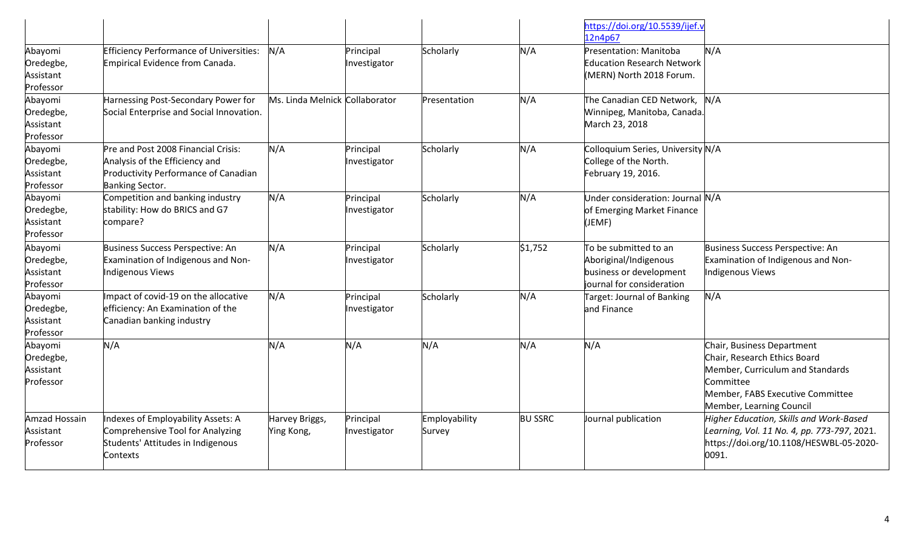| | | | | | | | |
|---|---|---|---|---|---|---|---|
| | | | | | | https://doi.org/10.5539/ijef.v12n4p67 | |
| Abayomi Oredegbe, Assistant Professor | Efficiency Performance of Universities: Empirical Evidence from Canada. | N/A | Principal Investigator | Scholarly | N/A | Presentation: Manitoba Education Research Network (MERN) North 2018 Forum. | N/A |
| Abayomi Oredegbe, Assistant Professor | Harnessing Post-Secondary Power for Social Enterprise and Social Innovation. | Ms. Linda Melnick | Collaborator | Presentation | N/A | The Canadian CED Network, Winnipeg, Manitoba, Canada. March 23, 2018 | N/A |
| Abayomi Oredegbe, Assistant Professor | Pre and Post 2008 Financial Crisis: Analysis of the Efficiency and Productivity Performance of Canadian Banking Sector. | N/A | Principal Investigator | Scholarly | N/A | Colloquium Series, University College of the North. February 19, 2016. | N/A |
| Abayomi Oredegbe, Assistant Professor | Competition and banking industry stability: How do BRICS and G7 compare? | N/A | Principal Investigator | Scholarly | N/A | Under consideration: Journal of Emerging Market Finance (JEMF) | N/A |
| Abayomi Oredegbe, Assistant Professor | Business Success Perspective: An Examination of Indigenous and Non-Indigenous Views | N/A | Principal Investigator | Scholarly | $1,752 | To be submitted to an Aboriginal/Indigenous business or development journal for consideration | Business Success Perspective: An Examination of Indigenous and Non-Indigenous Views |
| Abayomi Oredegbe, Assistant Professor | Impact of covid-19 on the allocative efficiency: An Examination of the Canadian banking industry | N/A | Principal Investigator | Scholarly | N/A | Target: Journal of Banking and Finance | N/A |
| Abayomi Oredegbe, Assistant Professor | N/A | N/A | N/A | N/A | N/A | N/A | Chair, Business Department<br>Chair, Research Ethics Board<br>Member, Curriculum and Standards Committee<br>Member, FABS Executive Committee<br>Member, Learning Council |
| Amzad Hossain Assistant Professor | Indexes of Employability Assets: A Comprehensive Tool for Analyzing Students' Attitudes in Indigenous Contexts | Harvey Briggs, Ying Kong, | Principal Investigator | Employability Survey | BU SSRC | Journal publication | *Higher Education, Skills and Work-Based Learning*, Vol. 11 No. 4, pp. 773-797, 2021. https://doi.org/10.1108/HESWBL-05-2020-0091. |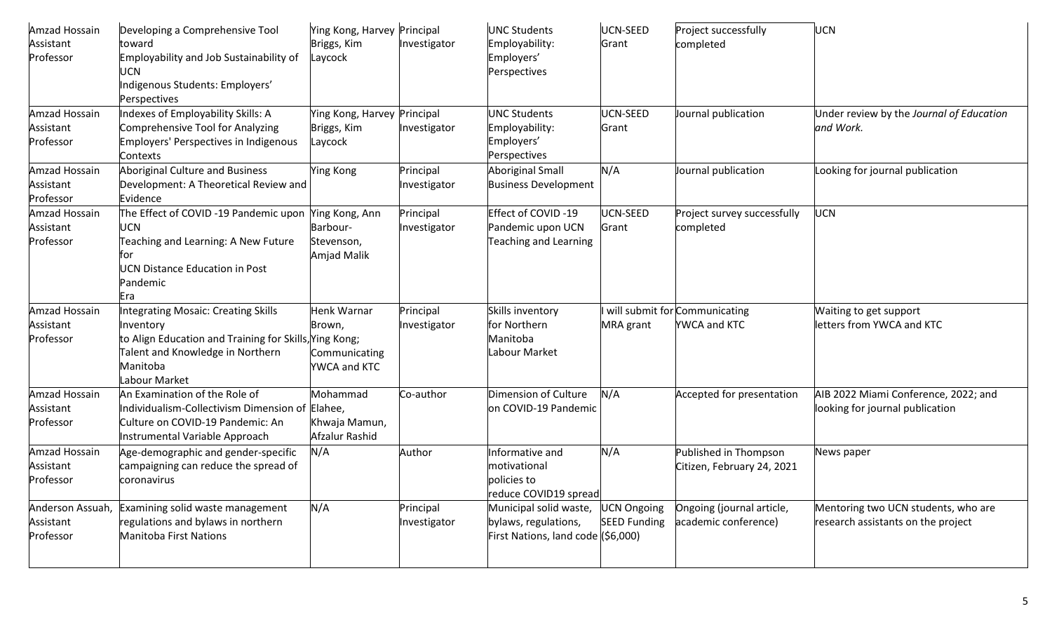| | | | | | | | |
|---|---|---|---|---|---|---|---|
| Amzad Hossain Assistant Professor | Developing a Comprehensive Tool toward Employability and Job Sustainability of UCN Indigenous Students: Employers' Perspectives | Ying Kong, Harvey Briggs, Kim Laycock | Principal Investigator | UNC Students Employability: Employers' Perspectives | UCN-SEED Grant | Project successfully completed | UCN |
| Amzad Hossain Assistant Professor | Indexes of Employability Skills: A Comprehensive Tool for Analyzing Employers' Perspectives in Indigenous Contexts | Ying Kong, Harvey Briggs, Kim Laycock | Principal Investigator | UNC Students Employability: Employers' Perspectives | UCN-SEED Grant | Journal publication | Under review by the *Journal of Education and Work.* |
| Amzad Hossain Assistant Professor | Aboriginal Culture and Business Development: A Theoretical Review and Evidence | Ying Kong | Principal Investigator | Aboriginal Small Business Development | N/A | Journal publication | Looking for journal publication |
| Amzad Hossain Assistant Professor | The Effect of COVID -19 Pandemic upon UCN Teaching and Learning: A New Future for UCN Distance Education in Post Pandemic Era | Ying Kong, Ann Barbour-Stevenson, Amjad Malik | Principal Investigator | Effect of COVID -19 Pandemic upon UCN Teaching and Learning | UCN-SEED Grant | Project survey successfully completed | UCN |
| Amzad Hossain Assistant Professor | Integrating Mosaic: Creating Skills Inventory to Align Education and Training for Skills, Talent and Knowledge in Northern Manitoba Labour Market | Henk Warnar Brown, Ying Kong; Communicating YWCA and KTC | Principal Investigator | Skills inventory for Northern Manitoba Labour Market | I will submit for MRA grant | Communicating YWCA and KTC | Waiting to get support letters from YWCA and KTC |
| Amzad Hossain Assistant Professor | An Examination of the Role of Individualism-Collectivism Dimension of Culture on COVID-19 Pandemic: An Instrumental Variable Approach | Mohammad Elahee, Khwaja Mamun, Afzalur Rashid | Co-author | Dimension of Culture on COVID-19 Pandemic | N/A | Accepted for presentation | AIB 2022 Miami Conference, 2022; and looking for journal publication |
| Amzad Hossain Assistant Professor | Age-demographic and gender-specific campaigning can reduce the spread of coronavirus | N/A | Author | Informative and motivational policies to reduce COVID19 spread | N/A | Published in Thompson Citizen, February 24, 2021 | News paper |
| Anderson Assuah, Assistant Professor | Examining solid waste management regulations and bylaws in northern Manitoba First Nations | N/A | Principal Investigator | Municipal solid waste, bylaws, regulations, First Nations, land code | UCN Ongoing SEED Funding ($6,000) | Ongoing (journal article, academic conference) | Mentoring two UCN students, who are research assistants on the project |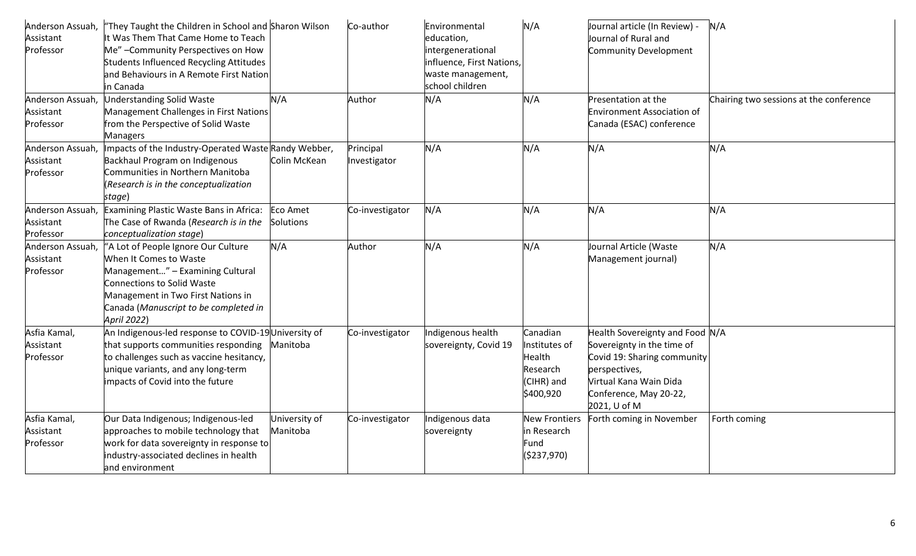| | | | | | | | |
|---|---|---|---|---|---|---|---|
| Anderson Assuah, Assistant Professor | "They Taught the Children in School and It Was Them That Came Home to Teach Me" –Community Perspectives on How Students Influenced Recycling Attitudes and Behaviours in A Remote First Nation in Canada | Sharon Wilson | Co-author | Environmental education, intergenerational influence, First Nations, waste management, school children | N/A | Journal article (In Review) - Journal of Rural and Community Development | N/A |
| Anderson Assuah, Assistant Professor | Understanding Solid Waste Management Challenges in First Nations from the Perspective of Solid Waste Managers | N/A | Author | N/A | N/A | Presentation at the Environment Association of Canada (ESAC) conference | Chairing two sessions at the conference |
| Anderson Assuah, Assistant Professor | Impacts of the Industry-Operated Waste Backhaul Program on Indigenous Communities in Northern Manitoba (*Research is in the conceptualization stage*) | Randy Webber, Colin McKean | Principal Investigator | N/A | N/A | N/A | N/A |
| Anderson Assuah, Assistant Professor | Examining Plastic Waste Bans in Africa: The Case of Rwanda (*Research is in the conceptualization stage*) | Eco Amet Solutions | Co-investigator | N/A | N/A | N/A | N/A |
| Anderson Assuah, Assistant Professor | "A Lot of People Ignore Our Culture When It Comes to Waste Management…" – Examining Cultural Connections to Solid Waste Management in Two First Nations in Canada (*Manuscript to be completed in April 2022*) | N/A | Author | N/A | N/A | Journal Article (Waste Management journal) | N/A |
| Asfia Kamal, Assistant Professor | An Indigenous-led response to COVID-19 that supports communities responding to challenges such as vaccine hesitancy, unique variants, and any long-term impacts of Covid into the future | University of Manitoba | Co-investigator | Indigenous health sovereignty, Covid 19 | Canadian Institutes of Health Research (CIHR) and $400,920 | Health Sovereignty and Food Sovereignty in the time of Covid 19: Sharing community perspectives, Virtual Kana Wain Dida Conference, May 20-22, 2021, U of M | N/A |
| Asfia Kamal, Assistant Professor | Our Data Indigenous; Indigenous-led approaches to mobile technology that work for data sovereignty in response to industry-associated declines in health and environment | University of Manitoba | Co-investigator | Indigenous data sovereignty | New Frontiers in Research Fund ($237,970) | Forth coming in November | Forth coming |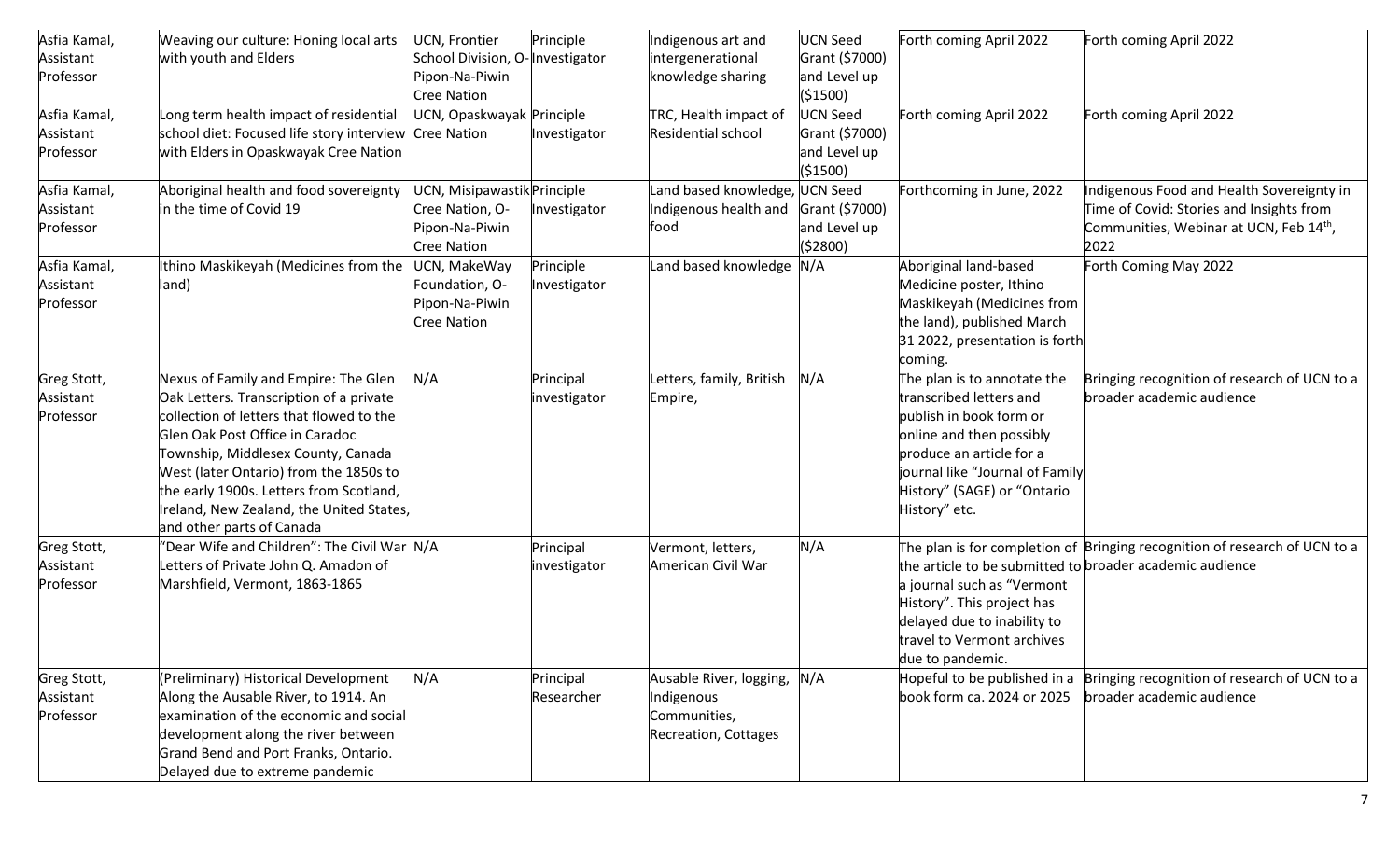| | | | | | | | |
|---|---|---|---|---|---|---|---|
| Asfia Kamal, Assistant Professor | Weaving our culture: Honing local arts with youth and Elders | UCN, Frontier School Division, O-Pipon-Na-Piwin Cree Nation | Principle Investigator | Indigenous art and intergenerational knowledge sharing | UCN Seed Grant ($7000) and Level up ($1500) | Forth coming April 2022 | Forth coming April 2022 |
| Asfia Kamal, Assistant Professor | Long term health impact of residential school diet: Focused life story interview with Elders in Opaskwayak Cree Nation | UCN, Opaskwayak Cree Nation | Principle Investigator | TRC, Health impact of Residential school | UCN Seed Grant ($7000) and Level up ($1500) | Forth coming April 2022 | Forth coming April 2022 |
| Asfia Kamal, Assistant Professor | Aboriginal health and food sovereignty in the time of Covid 19 | UCN, Misipawastik Cree Nation, O-Pipon-Na-Piwin Cree Nation | Principle Investigator | Land based knowledge, Indigenous health and food | UCN Seed Grant ($7000) and Level up ($2800) | Forthcoming in June, 2022 | Indigenous Food and Health Sovereignty in Time of Covid: Stories and Insights from Communities, Webinar at UCN, Feb 14th, 2022 |
| Asfia Kamal, Assistant Professor | Ithino Maskikeyah (Medicines from the land) | UCN, MakeWay Foundation, O-Pipon-Na-Piwin Cree Nation | Principle Investigator | Land based knowledge | N/A | Aboriginal land-based Medicine poster, Ithino Maskikeyah (Medicines from the land), published March 31 2022, presentation is forth coming. | Forth Coming May 2022 |
| Greg Stott, Assistant Professor | Nexus of Family and Empire: The Glen Oak Letters. Transcription of a private collection of letters that flowed to the Glen Oak Post Office in Caradoc Township, Middlesex County, Canada West (later Ontario) from the 1850s to the early 1900s. Letters from Scotland, Ireland, New Zealand, the United States, and other parts of Canada | N/A | Principal investigator | Letters, family, British Empire, | N/A | The plan is to annotate the transcribed letters and publish in book form or online and then possibly produce an article for a journal like "Journal of Family History" (SAGE) or "Ontario History" etc. | Bringing recognition of research of UCN to a broader academic audience |
| Greg Stott, Assistant Professor | "Dear Wife and Children": The Civil War Letters of Private John Q. Amadon of Marshfield, Vermont, 1863-1865 | N/A | Principal investigator | Vermont, letters, American Civil War | N/A | The plan is for completion of the article to be submitted to a journal such as "Vermont History". This project has delayed due to inability to travel to Vermont archives due to pandemic. | Bringing recognition of research of UCN to a broader academic audience |
| Greg Stott, Assistant Professor | (Preliminary) Historical Development Along the Ausable River, to 1914. An examination of the economic and social development along the river between Grand Bend and Port Franks, Ontario. Delayed due to extreme pandemic | N/A | Principal Researcher | Ausable River, logging, Indigenous Communities, Recreation, Cottages | N/A | Hopeful to be published in a book form ca. 2024 or 2025 | Bringing recognition of research of UCN to a broader academic audience |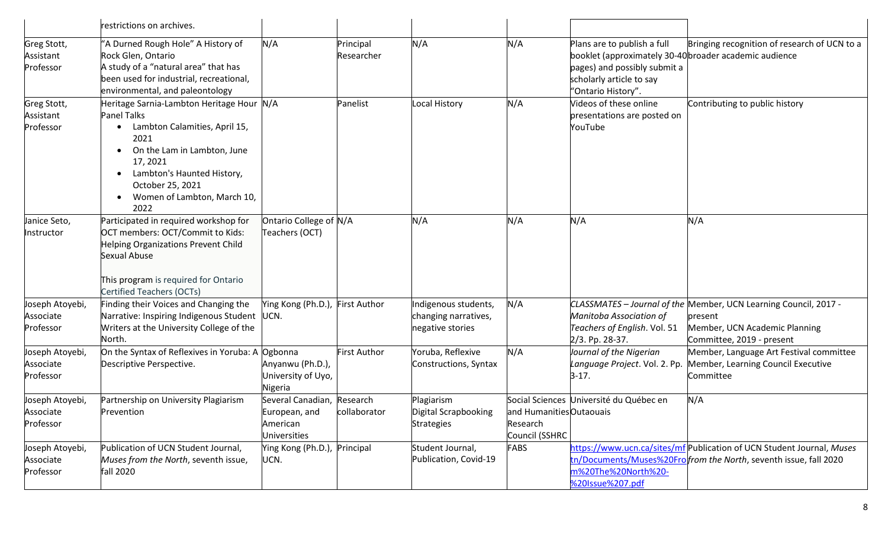| | restrictions on archives. | | | | | | |
|---|---|---|---|---|---|---|---|
| Greg Stott, Assistant Professor | "A Durned Rough Hole" A History of Rock Glen, Ontario<br>A study of a "natural area" that has been used for industrial, recreational, environmental, and paleontology | N/A | Principal Researcher | N/A | N/A | Plans are to publish a full booklet (approximately 30-40 pages) and possibly submit a scholarly article to say "Ontario History". | Bringing recognition of research of UCN to a broader academic audience |
| Greg Stott, Assistant Professor | Heritage Sarnia-Lambton Heritage Hour Panel Talks<br>• Lambton Calamities, April 15, 2021<br>• On the Lam in Lambton, June 17, 2021<br>• Lambton's Haunted History, October 25, 2021<br>• Women of Lambton, March 10, 2022 | N/A | Panelist | Local History | N/A | Videos of these online presentations are posted on YouTube | Contributing to public history |
| Janice Seto, Instructor | Participated in required workshop for OCT members: OCT/Commit to Kids: Helping Organizations Prevent Child Sexual Abuse<br><br>This program is required for Ontario Certified Teachers (OCTs) | Ontario College of Teachers (OCT) | N/A | N/A | N/A | N/A | N/A |
| Joseph Atoyebi, Associate Professor | Finding their Voices and Changing the Narrative: Inspiring Indigenous Student Writers at the University College of the North. | Ying Kong (Ph.D.), UCN. | First Author | Indigenous students, changing narratives, negative stories | N/A | *CLASSMATES – Journal of the Manitoba Association of Teachers of English*. Vol. 51 2/3. Pp. 28-37. | Member, UCN Learning Council, 2017 - present<br>Member, UCN Academic Planning Committee, 2019 - present |
| Joseph Atoyebi, Associate Professor | On the Syntax of Reflexives in Yoruba: A Descriptive Perspective. | Ogbonna Anyanwu (Ph.D.), University of Uyo, Nigeria | First Author | Yoruba, Reflexive Constructions, Syntax | N/A | *Journal of the Nigerian Language Project*. Vol. 2. Pp. 3-17. | Member, Language Art Festival committee<br>Member, Learning Council Executive Committee |
| Joseph Atoyebi, Associate Professor | Partnership on University Plagiarism Prevention | Several Canadian, European, and American Universities | Research collaborator | Plagiarism<br>Digital Scrapbooking Strategies | Social Sciences and Humanities Research Council (SSHRC | Université du Québec en Outaouais | N/A |
| Joseph Atoyebi, Associate Professor | Publication of UCN Student Journal, *Muses from the North*, seventh issue, fall 2020 | Ying Kong (Ph.D.), UCN. | Principal | Student Journal, Publication, Covid-19 | FABS | https://www.ucn.ca/sites/mftn/Documents/Muses%20From%20The%20North%20-%20Issue%207.pdf | Publication of UCN Student Journal, *Muses from the North*, seventh issue, fall 2020 |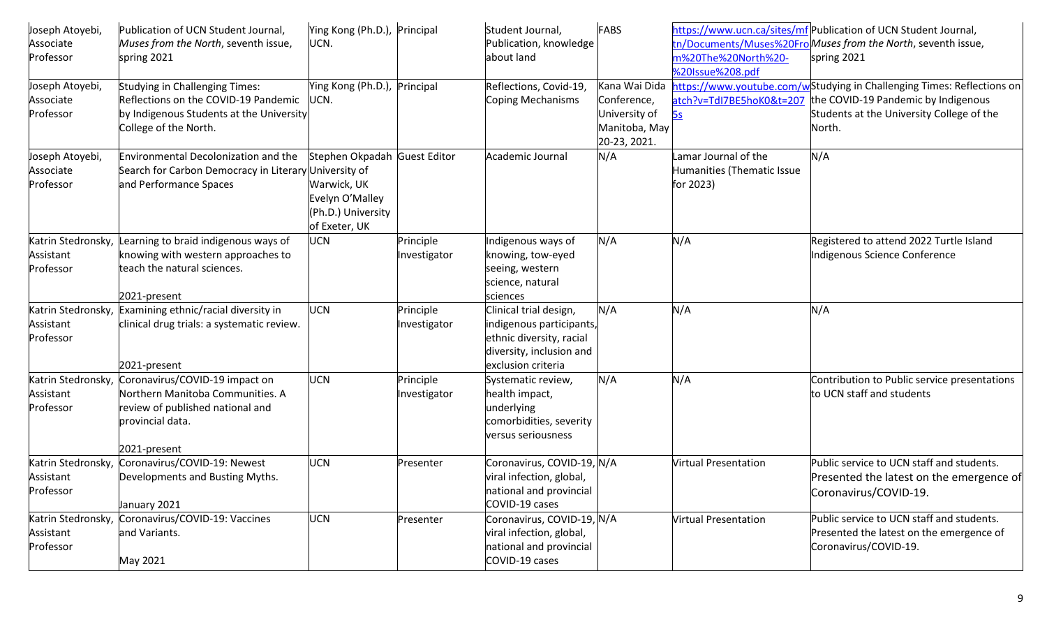| | | | | | | | |
|---|---|---|---|---|---|---|---|
| Joseph Atoyebi, Associate Professor | Publication of UCN Student Journal, *Muses from the North*, seventh issue, spring 2021 | Ying Kong (Ph.D.), UCN. | Principal | Student Journal, Publication, knowledge about land | FABS | https://www.ucn.ca/sites/mftn/Documents/Muses%20From%20The%20North%20-%20Issue%208.pdf | Publication of UCN Student Journal, *Muses from the North*, seventh issue, spring 2021 |
| Joseph Atoyebi, Associate Professor | Studying in Challenging Times: Reflections on the COVID-19 Pandemic by Indigenous Students at the University College of the North. | Ying Kong (Ph.D.), UCN. | Principal | Reflections, Covid-19, Coping Mechanisms | Kana Wai Dida Conference, University of Manitoba, May 20-23, 2021. | https://www.youtube.com/watch?v=TdI7BE5hoK0&t=2075s | Studying in Challenging Times: Reflections on the COVID-19 Pandemic by Indigenous Students at the University College of the North. |
| Joseph Atoyebi, Associate Professor | Environmental Decolonization and the Search for Carbon Democracy in Literary and Performance Spaces | Stephen Okpadah University of Warwick, UK Evelyn O'Malley (Ph.D.) University of Exeter, UK | Guest Editor | Academic Journal | N/A | Lamar Journal of the Humanities (Thematic Issue for 2023) | N/A |
| Katrin Stedronsky, Assistant Professor | Learning to braid indigenous ways of knowing with western approaches to teach the natural sciences.<br><br>2021-present | UCN | Principle Investigator | Indigenous ways of knowing, tow-eyed seeing, western science, natural sciences | N/A | N/A | Registered to attend 2022 Turtle Island Indigenous Science Conference |
| Katrin Stedronsky, Assistant Professor | Examining ethnic/racial diversity in clinical drug trials: a systematic review.<br><br>2021-present | UCN | Principle Investigator | Clinical trial design, indigenous participants, ethnic diversity, racial diversity, inclusion and exclusion criteria | N/A | N/A | N/A |
| Katrin Stedronsky, Assistant Professor | Coronavirus/COVID-19 impact on Northern Manitoba Communities. A review of published national and provincial data.<br><br>2021-present | UCN | Principle Investigator | Systematic review, health impact, underlying comorbidities, severity versus seriousness | N/A | N/A | Contribution to Public service presentations to UCN staff and students |
| Katrin Stedronsky, Assistant Professor | Coronavirus/COVID-19: Newest Developments and Busting Myths.<br><br>January 2021 | UCN | Presenter | Coronavirus, COVID-19, viral infection, global, national and provincial COVID-19 cases | N/A | Virtual Presentation | Public service to UCN staff and students. Presented the latest on the emergence of Coronavirus/COVID-19. |
| Katrin Stedronsky, Assistant Professor | Coronavirus/COVID-19: Vaccines and Variants.<br><br>May 2021 | UCN | Presenter | Coronavirus, COVID-19, viral infection, global, national and provincial COVID-19 cases | N/A | Virtual Presentation | Public service to UCN staff and students. Presented the latest on the emergence of Coronavirus/COVID-19. |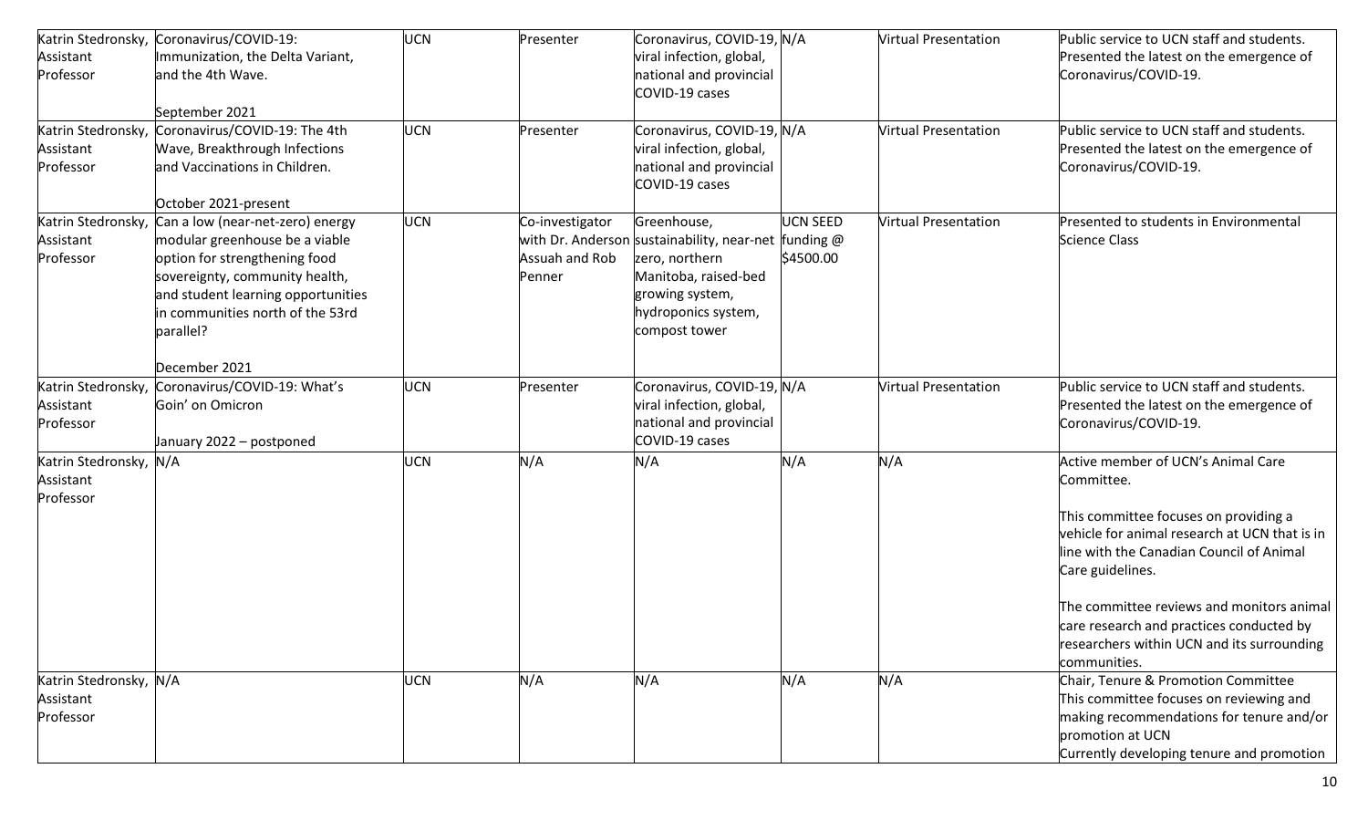| | | | | | | | |
|---|---|---|---|---|---|---|---|
| Katrin Stedronsky, Assistant Professor | Coronavirus/COVID-19: Immunization, the Delta Variant, and the 4th Wave.<br><br>September 2021 | UCN | Presenter | Coronavirus, COVID-19, viral infection, global, national and provincial COVID-19 cases | N/A | Virtual Presentation | Public service to UCN staff and students. Presented the latest on the emergence of Coronavirus/COVID-19. |
| Katrin Stedronsky, Assistant Professor | Coronavirus/COVID-19: The 4th Wave, Breakthrough Infections and Vaccinations in Children.<br><br>October 2021-present | UCN | Presenter | Coronavirus, COVID-19, viral infection, global, national and provincial COVID-19 cases | N/A | Virtual Presentation | Public service to UCN staff and students. Presented the latest on the emergence of Coronavirus/COVID-19. |
| Katrin Stedronsky, Assistant Professor | Can a low (near-net-zero) energy modular greenhouse be a viable option for strengthening food sovereignty, community health, and student learning opportunities in communities north of the 53rd parallel?<br><br>December 2021 | UCN | Co-investigator with Dr. Anderson Assuah and Rob Penner | Greenhouse, sustainability, near-net zero, northern Manitoba, raised-bed growing system, hydroponics system, compost tower | UCN SEED funding @ $4500.00 | Virtual Presentation | Presented to students in Environmental Science Class |
| Katrin Stedronsky, Assistant Professor | Coronavirus/COVID-19: What's Goin' on Omicron<br><br>January 2022 – postponed | UCN | Presenter | Coronavirus, COVID-19, viral infection, global, national and provincial COVID-19 cases | N/A | Virtual Presentation | Public service to UCN staff and students. Presented the latest on the emergence of Coronavirus/COVID-19. |
| Katrin Stedronsky, Assistant Professor | N/A | UCN | N/A | N/A | N/A | N/A | Active member of UCN's Animal Care Committee.<br><br>This committee focuses on providing a vehicle for animal research at UCN that is in line with the Canadian Council of Animal Care guidelines.<br><br>The committee reviews and monitors animal care research and practices conducted by researchers within UCN and its surrounding communities. |
| Katrin Stedronsky, Assistant Professor | N/A | UCN | N/A | N/A | N/A | N/A | Chair, Tenure & Promotion Committee<br>This committee focuses on reviewing and making recommendations for tenure and/or promotion at UCN<br>Currently developing tenure and promotion |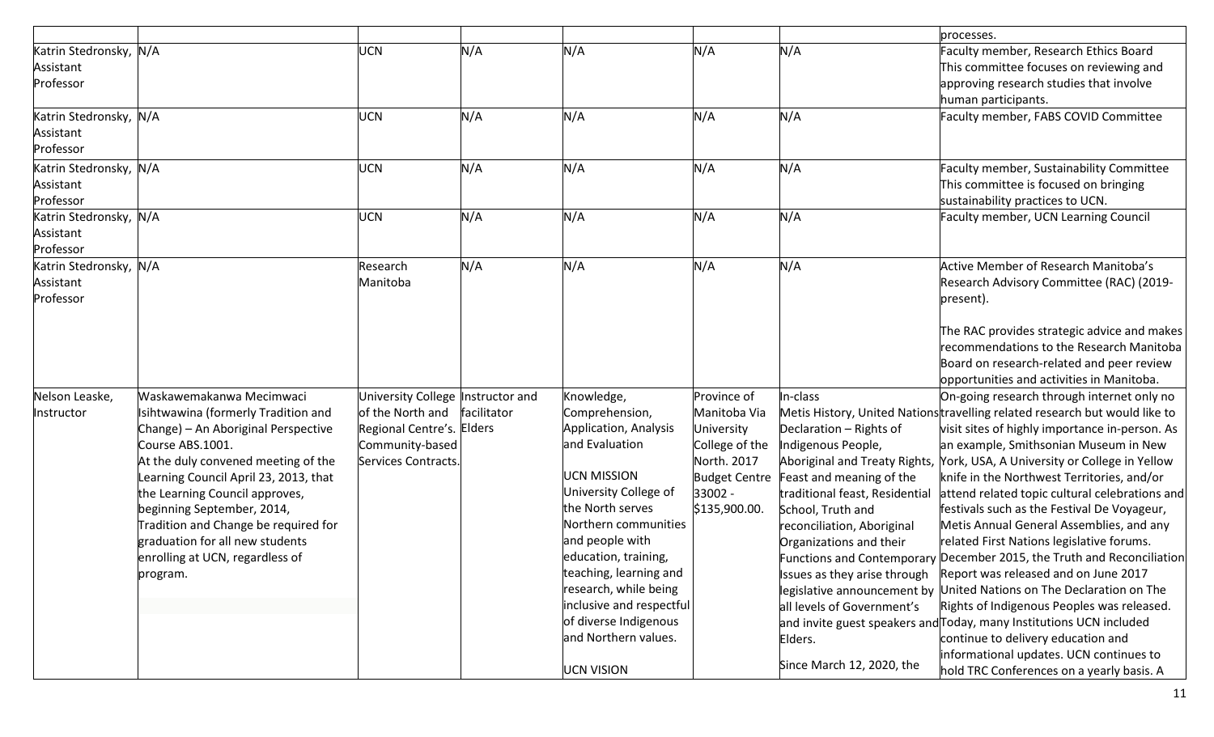| | | | | | | | |
|---|---|---|---|---|---|---|---|
| | | | | | | | processes. |
| Katrin Stedronsky, Assistant Professor | N/A | UCN | N/A | N/A | N/A | N/A | Faculty member, Research Ethics Board This committee focuses on reviewing and approving research studies that involve human participants. |
| Katrin Stedronsky, Assistant Professor | N/A | UCN | N/A | N/A | N/A | N/A | Faculty member, FABS COVID Committee |
| Katrin Stedronsky, Assistant Professor | N/A | UCN | N/A | N/A | N/A | N/A | Faculty member, Sustainability Committee This committee is focused on bringing sustainability practices to UCN. |
| Katrin Stedronsky, Assistant Professor | N/A | UCN | N/A | N/A | N/A | N/A | Faculty member, UCN Learning Council |
| Katrin Stedronsky, Assistant Professor | N/A | Research Manitoba | N/A | N/A | N/A | N/A | Active Member of Research Manitoba's Research Advisory Committee (RAC) (2019-present).<br><br>The RAC provides strategic advice and makes recommendations to the Research Manitoba Board on research-related and peer review opportunities and activities in Manitoba. |
| Nelson Leaske, Instructor | Waskawemakanwa Mecimwaci Isihtwawina (formerly Tradition and Change) – An Aboriginal Perspective Course ABS.1001.<br>At the duly convened meeting of the Learning Council April 23, 2013, that the Learning Council approves, beginning September, 2014, Tradition and Change be required for graduation for all new students enrolling at UCN, regardless of program. | University College of the North and Regional Centre's. Community-based Services Contracts. | Instructor and facilitator Elders | Knowledge, Comprehension, Application, Analysis and Evaluation<br><br>UCN MISSION<br>University College of the North serves Northern communities and people with education, training, teaching, learning and research, while being inclusive and respectful of diverse Indigenous and Northern values.<br><br>UCN VISION | Province of Manitoba Via University College of the North. 2017 Budget Centre 33002 - $135,900.00. | In-class<br>Metis History, United Nations Declaration – Rights of Indigenous People, Aboriginal and Treaty Rights, Feast and meaning of the traditional feast, Residential School, Truth and reconciliation, Aboriginal Organizations and their Functions and Contemporary Issues as they arise through legislative announcement by all levels of Government's and invite guest speakers and Elders.<br><br>Since March 12, 2020, the | On-going research through internet only no travelling related research but would like to visit sites of highly importance in-person. As an example, Smithsonian Museum in New York, USA, A University or College in Yellow knife in the Northwest Territories, and/or attend related topic cultural celebrations and festivals such as the Festival De Voyageur, Metis Annual General Assemblies, and any related First Nations legislative forums. December 2015, the Truth and Reconciliation Report was released and on June 2017 United Nations on The Declaration on The Rights of Indigenous Peoples was released. Today, many Institutions UCN included continue to delivery education and informational updates. UCN continues to hold TRC Conferences on a yearly basis. A |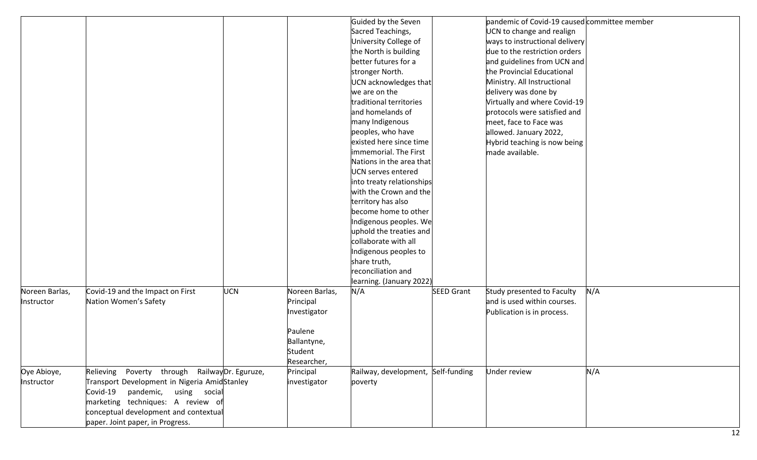| | | | | | | | |
|---|---|---|---|---|---|---|---|
| | | | | Guided by the Seven Sacred Teachings, University College of the North is building better futures for a stronger North. UCN acknowledges that we are on the traditional territories and homelands of many Indigenous peoples, who have existed here since time immemorial. The First Nations in the area that UCN serves entered into treaty relationships with the Crown and the territory has also become home to other Indigenous peoples. We uphold the treaties and collaborate with all Indigenous peoples to share truth, reconciliation and learning. (January 2022) | | pandemic of Covid-19 caused UCN to change and realign ways to instructional delivery due to the restriction orders and guidelines from UCN and the Provincial Educational Ministry. All Instructional delivery was done by Virtually and where Covid-19 protocols were satisfied and meet, face to Face was allowed. January 2022, Hybrid teaching is now being made available. | committee member |
| Noreen Barlas, Instructor | Covid-19 and the Impact on First Nation Women's Safety | UCN | Noreen Barlas, Principal Investigator<br><br>Paulene Ballantyne, Student Researcher, | N/A | SEED Grant | Study presented to Faculty and is used within courses. Publication is in process. | N/A |
| Oye Abioye, Instructor | Relieving Poverty through Railway Transport Development in Nigeria Amid Covid-19 pandemic, using social marketing techniques: A review of conceptual development and contextual paper. Joint paper, in Progress. | Dr. Eguruze, Stanley | Principal investigator | Railway, development, poverty | Self-funding | Under review | N/A |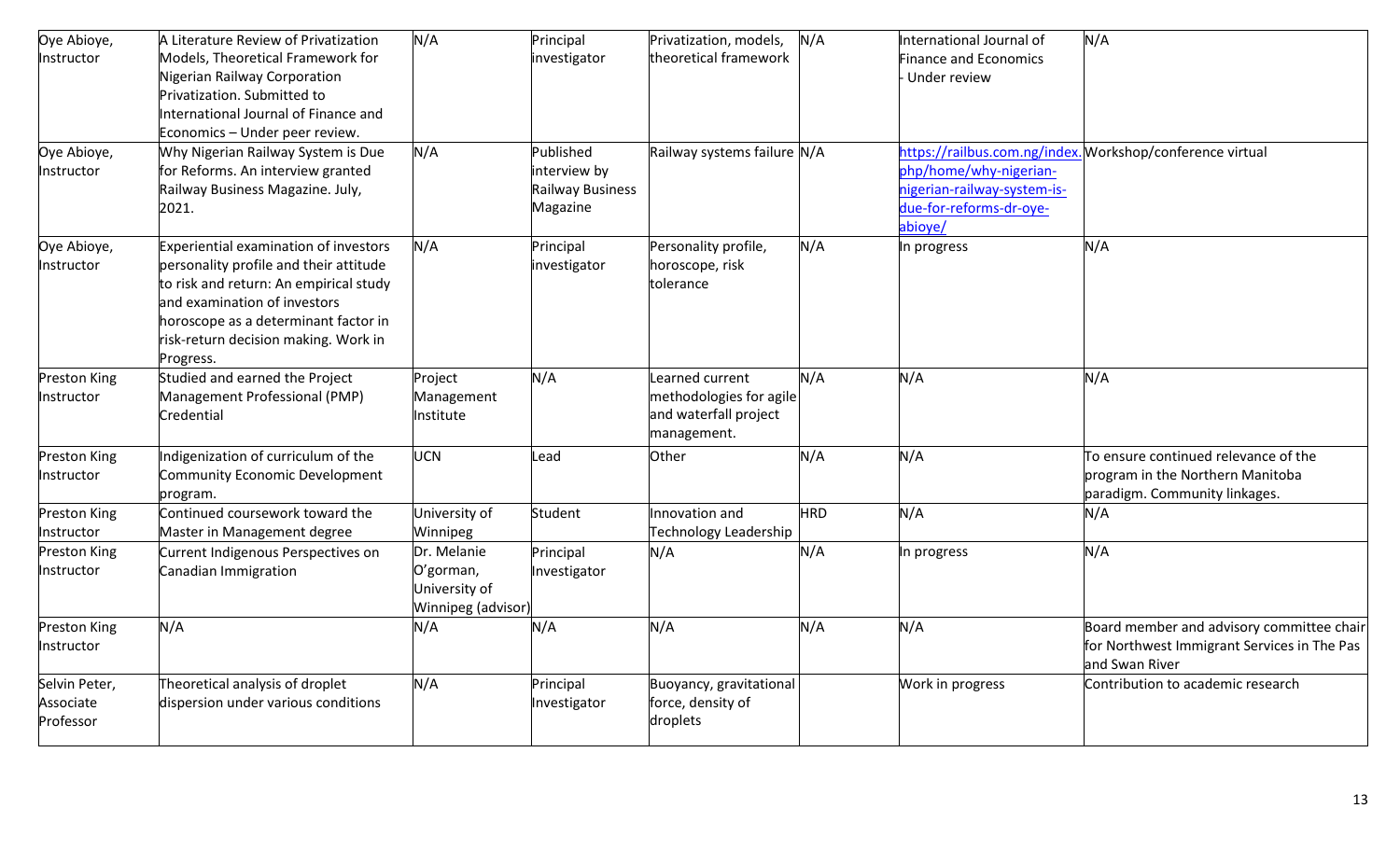| | | | | | | | |
|---|---|---|---|---|---|---|---|
| Oye Abioye, Instructor | A Literature Review of Privatization Models, Theoretical Framework for Nigerian Railway Corporation Privatization. Submitted to International Journal of Finance and Economics – Under peer review. | N/A | Principal investigator | Privatization, models, theoretical framework | N/A | International Journal of Finance and Economics - Under review | N/A |
| Oye Abioye, Instructor | Why Nigerian Railway System is Due for Reforms. An interview granted Railway Business Magazine. July, 2021. | N/A | Published interview by Railway Business Magazine | Railway systems failure | N/A | https://railbus.com.ng/index.php/home/why-nigerian-nigerian-railway-system-is-due-for-reforms-dr-oye-abioye/ | Workshop/conference virtual |
| Oye Abioye, Instructor | Experiential examination of investors personality profile and their attitude to risk and return: An empirical study and examination of investors horoscope as a determinant factor in risk-return decision making. Work in Progress. | N/A | Principal investigator | Personality profile, horoscope, risk tolerance | N/A | In progress | N/A |
| Preston King Instructor | Studied and earned the Project Management Professional (PMP) Credential | Project Management Institute | N/A | Learned current methodologies for agile and waterfall project management. | N/A | N/A | N/A |
| Preston King Instructor | Indigenization of curriculum of the Community Economic Development program. | UCN | Lead | Other | N/A | N/A | To ensure continued relevance of the program in the Northern Manitoba paradigm. Community linkages. |
| Preston King Instructor | Continued coursework toward the Master in Management degree | University of Winnipeg | Student | Innovation and Technology Leadership | HRD | N/A | N/A |
| Preston King Instructor | Current Indigenous Perspectives on Canadian Immigration | Dr. Melanie O'gorman, University of Winnipeg (advisor) | Principal Investigator | N/A | N/A | In progress | N/A |
| Preston King Instructor | N/A | N/A | N/A | N/A | N/A | N/A | Board member and advisory committee chair for Northwest Immigrant Services in The Pas and Swan River |
| Selvin Peter, Associate Professor | Theoretical analysis of droplet dispersion under various conditions | N/A | Principal Investigator | Buoyancy, gravitational force, density of droplets | | Work in progress | Contribution to academic research |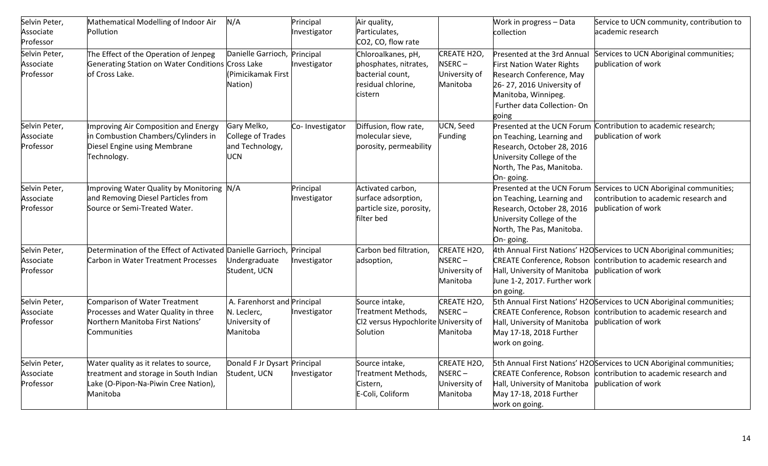| | | | | | | | |
|---|---|---|---|---|---|---|---|
| Selvin Peter, Associate Professor | Mathematical Modelling of Indoor Air Pollution | N/A | Principal Investigator | Air quality, Particulates, $CO_2$, CO, flow rate | | Work in progress – Data collection | Service to UCN community, contribution to academic research |
| Selvin Peter, Associate Professor | The Effect of the Operation of Jenpeg Generating Station on Water Conditions of Cross Lake. | Danielle Garrioch, Cross Lake (Pimicikamak First Nation) | Principal Investigator | Chloroalkanes, pH, phosphates, nitrates, bacterial count, residual chlorine, cistern | CREATE $H_2O$, NSERC – University of Manitoba | Presented at the 3rd Annual First Nation Water Rights Research Conference, May 26- 27, 2016 University of Manitoba, Winnipeg. Further data Collection- On going | Services to UCN Aboriginal communities; publication of work |
| Selvin Peter, Associate Professor | Improving Air Composition and Energy in Combustion Chambers/Cylinders in Diesel Engine using Membrane Technology. | Gary Melko, College of Trades and Technology, UCN | Co- Investigator | Diffusion, flow rate, molecular sieve, porosity, permeability | UCN, Seed Funding | Presented at the UCN Forum on Teaching, Learning and Research, October 28, 2016 University College of the North, The Pas, Manitoba. On- going. | Contribution to academic research; publication of work |
| Selvin Peter, Associate Professor | Improving Water Quality by Monitoring and Removing Diesel Particles from Source or Semi-Treated Water. | N/A | Principal Investigator | Activated carbon, surface adsorption, particle size, porosity, filter bed | | Presented at the UCN Forum on Teaching, Learning and Research, October 28, 2016 University College of the North, The Pas, Manitoba. On- going. | Services to UCN Aboriginal communities; contribution to academic research and publication of work |
| Selvin Peter, Associate Professor | Determination of the Effect of Activated Carbon in Water Treatment Processes | Danielle Garrioch, Undergraduate Student, UCN | Principal Investigator | Carbon bed filtration, adsoption, | CREATE $H_2O$, NSERC – University of Manitoba | 4th Annual First Nations' $H_2O$ CREATE Conference, Robson Hall, University of Manitoba June 1-2, 2017. Further work on going. | Services to UCN Aboriginal communities; contribution to academic research and publication of work |
| Selvin Peter, Associate Professor | Comparison of Water Treatment Processes and Water Quality in three Northern Manitoba First Nations' Communities | A. Farenhorst and N. Leclerc, University of Manitoba | Principal Investigator | Source intake, Treatment Methods, $Cl_2$ versus Hypochlorite Solution | CREATE $H_2O$, NSERC – University of Manitoba | 5th Annual First Nations' $H_2O$ CREATE Conference, Robson Hall, University of Manitoba May 17-18, 2018 Further work on going. | Services to UCN Aboriginal communities; contribution to academic research and publication of work |
| Selvin Peter, Associate Professor | Water quality as it relates to source, treatment and storage in South Indian Lake (O-Pipon-Na-Piwin Cree Nation), Manitoba | Donald F Jr Dysart Student, UCN | Principal Investigator | Source intake, Treatment Methods, Cistern, E-Coli, Coliform | CREATE $H_2O$, NSERC – University of Manitoba | 5th Annual First Nations' $H_2O$ CREATE Conference, Robson Hall, University of Manitoba May 17-18, 2018 Further work on going. | Services to UCN Aboriginal communities; contribution to academic research and publication of work |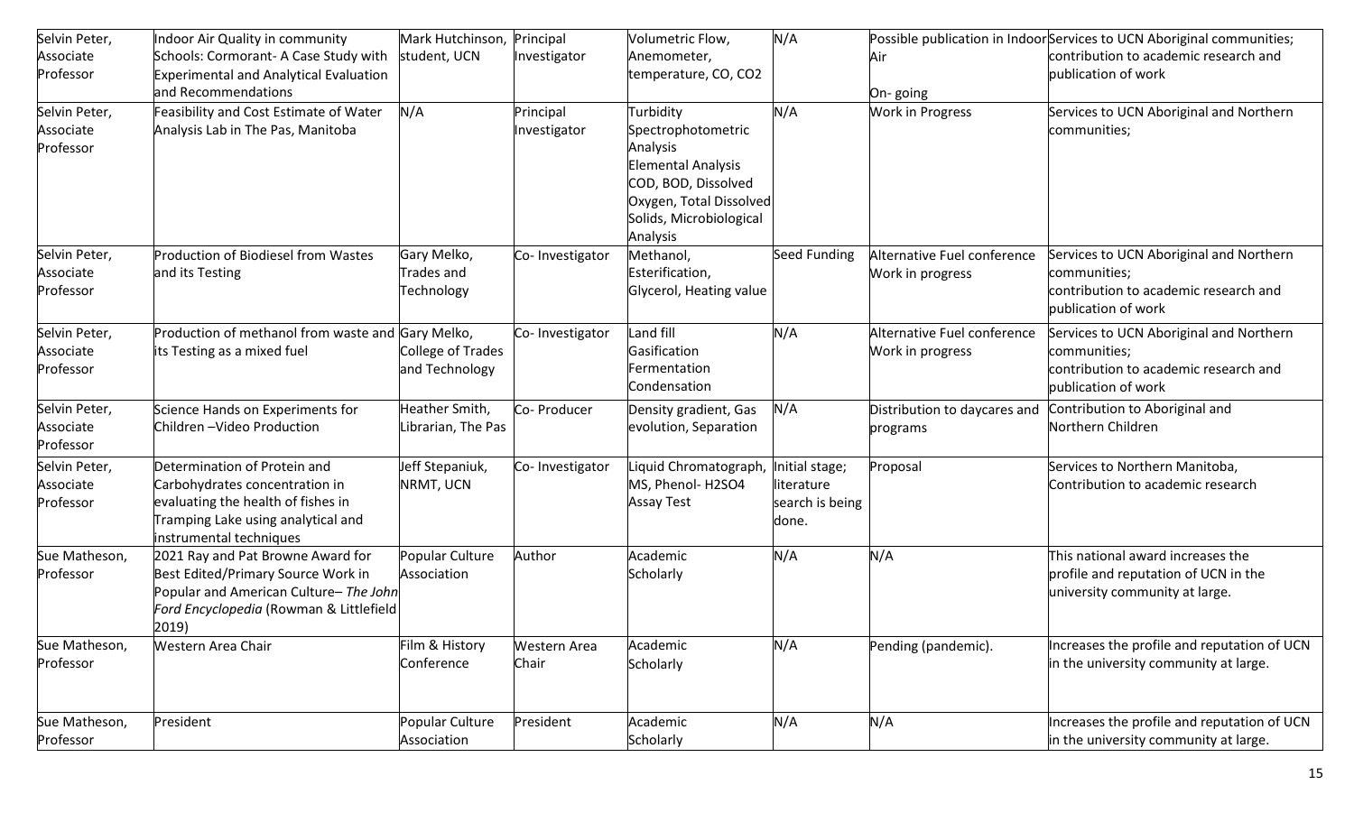| | | | | | | | |
|---|---|---|---|---|---|---|---|
| Selvin Peter, Associate Professor | Indoor Air Quality in community Schools: Cormorant- A Case Study with Experimental and Analytical Evaluation and Recommendations | Mark Hutchinson, student, UCN | Principal Investigator | Volumetric Flow, Anemometer, temperature, CO, CO2 | N/A | Possible publication in Indoor Air On- going | Services to UCN Aboriginal communities; contribution to academic research and publication of work |
| Selvin Peter, Associate Professor | Feasibility and Cost Estimate of Water Analysis Lab in The Pas, Manitoba | N/A | Principal Investigator | Turbidity Spectrophotometric Analysis Elemental Analysis COD, BOD, Dissolved Oxygen, Total Dissolved Solids, Microbiological Analysis | N/A | Work in Progress | Services to UCN Aboriginal and Northern communities; |
| Selvin Peter, Associate Professor | Production of Biodiesel from Wastes and its Testing | Gary Melko, Trades and Technology | Co- Investigator | Methanol, Esterification, Glycerol, Heating value | Seed Funding | Alternative Fuel conference Work in progress | Services to UCN Aboriginal and Northern communities; contribution to academic research and publication of work |
| Selvin Peter, Associate Professor | Production of methanol from waste and its Testing as a mixed fuel | Gary Melko, College of Trades and Technology | Co- Investigator | Land fill Gasification Fermentation Condensation | N/A | Alternative Fuel conference Work in progress | Services to UCN Aboriginal and Northern communities; contribution to academic research and publication of work |
| Selvin Peter, Associate Professor | Science Hands on Experiments for Children –Video Production | Heather Smith, Librarian, The Pas | Co- Producer | Density gradient, Gas evolution, Separation | N/A | Distribution to daycares and programs | Contribution to Aboriginal and Northern Children |
| Selvin Peter, Associate Professor | Determination of Protein and Carbohydrates concentration in evaluating the health of fishes in Tramping Lake using analytical and instrumental techniques | Jeff Stepaniuk, NRMT, UCN | Co- Investigator | Liquid Chromatograph, MS, Phenol- H2SO4 Assay Test | Initial stage; literature search is being done. | Proposal | Services to Northern Manitoba, Contribution to academic research |
| Sue Matheson, Professor | 2021 Ray and Pat Browne Award for Best Edited/Primary Source Work in Popular and American Culture– *The John Ford Encyclopedia* (Rowman & Littlefield 2019) | Popular Culture Association | Author | Academic Scholarly | N/A | N/A | This national award increases the profile and reputation of UCN in the university community at large. |
| Sue Matheson, Professor | Western Area Chair | Film & History Conference | Western Area Chair | Academic Scholarly | N/A | Pending (pandemic). | Increases the profile and reputation of UCN in the university community at large. |
| Sue Matheson, Professor | President | Popular Culture Association | President | Academic Scholarly | N/A | N/A | Increases the profile and reputation of UCN in the university community at large. |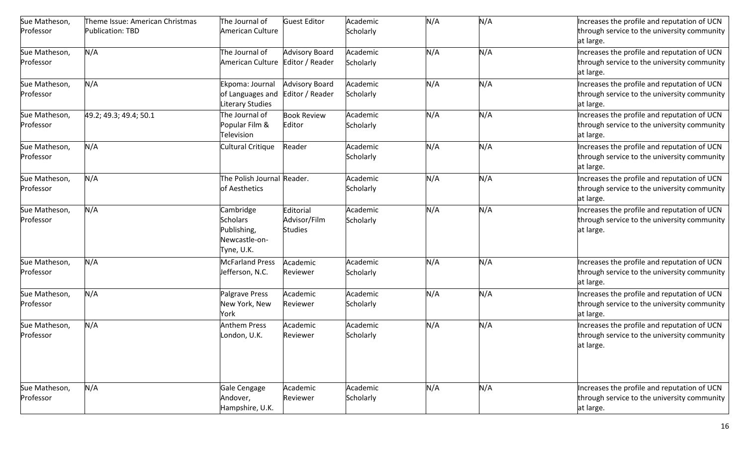| | | | | | | | |
|---|---|---|---|---|---|---|---|
| Sue Matheson, Professor | Theme Issue: American Christmas Publication: TBD | The Journal of American Culture | Guest Editor | Academic Scholarly | N/A | N/A | Increases the profile and reputation of UCN through service to the university community at large. |
| Sue Matheson, Professor | N/A | The Journal of American Culture | Advisory Board Editor / Reader | Academic Scholarly | N/A | N/A | Increases the profile and reputation of UCN through service to the university community at large. |
| Sue Matheson, Professor | N/A | Ekpoma: Journal of Languages and Literary Studies | Advisory Board Editor / Reader | Academic Scholarly | N/A | N/A | Increases the profile and reputation of UCN through service to the university community at large. |
| Sue Matheson, Professor | 49.2; 49.3; 49.4; 50.1 | The Journal of Popular Film & Television | Book Review Editor | Academic Scholarly | N/A | N/A | Increases the profile and reputation of UCN through service to the university community at large. |
| Sue Matheson, Professor | N/A | Cultural Critique | Reader | Academic Scholarly | N/A | N/A | Increases the profile and reputation of UCN through service to the university community at large. |
| Sue Matheson, Professor | N/A | The Polish Journal of Aesthetics | Reader. | Academic Scholarly | N/A | N/A | Increases the profile and reputation of UCN through service to the university community at large. |
| Sue Matheson, Professor | N/A | Cambridge Scholars Publishing, Newcastle-on-Tyne, U.K. | Editorial Advisor/Film Studies | Academic Scholarly | N/A | N/A | Increases the profile and reputation of UCN through service to the university community at large. |
| Sue Matheson, Professor | N/A | McFarland Press Jefferson, N.C. | Academic Reviewer | Academic Scholarly | N/A | N/A | Increases the profile and reputation of UCN through service to the university community at large. |
| Sue Matheson, Professor | N/A | Palgrave Press New York, New York | Academic Reviewer | Academic Scholarly | N/A | N/A | Increases the profile and reputation of UCN through service to the university community at large. |
| Sue Matheson, Professor | N/A | Anthem Press London, U.K. | Academic Reviewer | Academic Scholarly | N/A | N/A | Increases the profile and reputation of UCN through service to the university community at large. |
| Sue Matheson, Professor | N/A | Gale Cengage Andover, Hampshire, U.K. | Academic Reviewer | Academic Scholarly | N/A | N/A | Increases the profile and reputation of UCN through service to the university community at large. |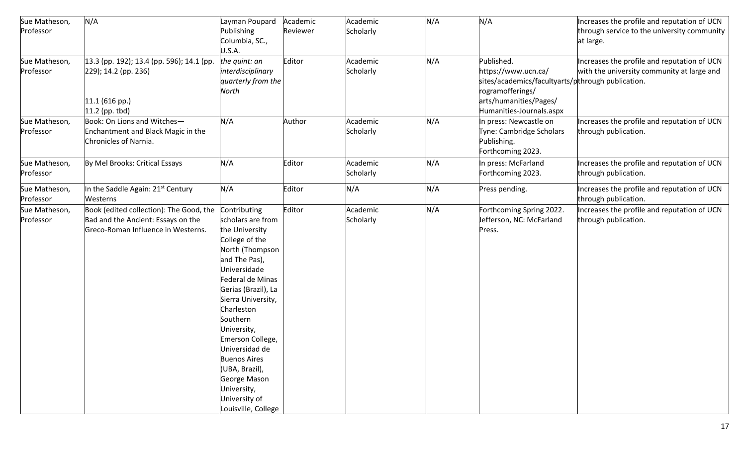| | | | | | | | |
|---|---|---|---|---|---|---|---|
| Sue Matheson, Professor | N/A | Layman Poupard Publishing Columbia, SC., U.S.A. | Academic Reviewer | Academic Scholarly | N/A | N/A | Increases the profile and reputation of UCN through service to the university community at large. |
| Sue Matheson, Professor | 13.3 (pp. 192); 13.4 (pp. 596); 14.1 (pp. 229); 14.2 (pp. 236)<br><br>11.1 (616 pp.)<br>11.2 (pp. tbd) | *the quint: an interdisciplinary quarterly from the North* | Editor | Academic Scholarly | N/A | Published. https://www.ucn.ca/sites/academics/facultyarts/programofferings/arts/humanities/Pages/Humanities-Journals.aspx | Increases the profile and reputation of UCN with the university community at large and through publication. |
| Sue Matheson, Professor | Book: On Lions and Witches—Enchantment and Black Magic in the Chronicles of Narnia. | N/A | Author | Academic Scholarly | N/A | In press: Newcastle on Tyne: Cambridge Scholars Publishing. Forthcoming 2023. | Increases the profile and reputation of UCN through publication. |
| Sue Matheson, Professor | By Mel Brooks: Critical Essays | N/A | Editor | Academic Scholarly | N/A | In press: McFarland Forthcoming 2023. | Increases the profile and reputation of UCN through publication. |
| Sue Matheson, Professor | In the Saddle Again: 21st Century Westerns | N/A | Editor | N/A | N/A | Press pending. | Increases the profile and reputation of UCN through publication. |
| Sue Matheson, Professor | Book (edited collection): The Good, the Bad and the Ancient: Essays on the Greco-Roman Influence in Westerns. | Contributing scholars are from the University College of the North (Thompson and The Pas), Universidade Federal de Minas Gerias (Brazil), La Sierra University, Charleston Southern University, Emerson College, Universidad de Buenos Aires (UBA, Brazil), George Mason University, University of Louisville, College | Editor | Academic Scholarly | N/A | Forthcoming Spring 2022. Jefferson, NC: McFarland Press. | Increases the profile and reputation of UCN through publication. |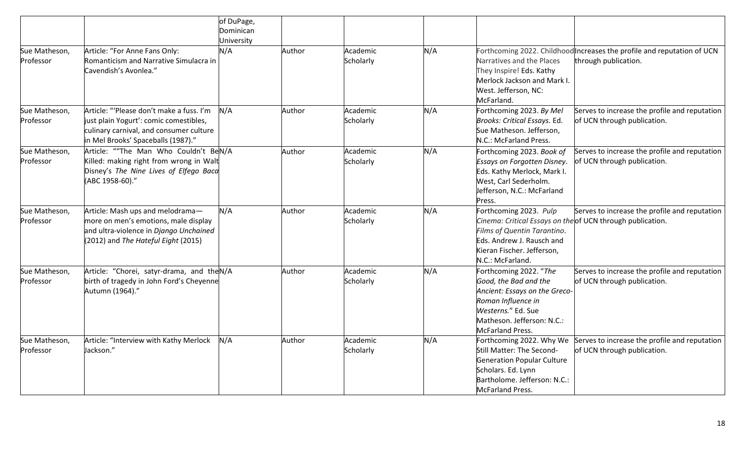| | | | | | | | |
|---|---|---|---|---|---|---|---|
| | | of DuPage, Dominican University | | | | | |
| Sue Matheson, Professor | Article: "For Anne Fans Only: Romanticism and Narrative Simulacra in Cavendish's Avonlea." | N/A | Author | Academic Scholarly | N/A | Forthcoming 2022. Childhood Narratives and the Places They Inspire! Eds. Kathy Merlock Jackson and Mark I. West. Jefferson, NC: McFarland. | Increases the profile and reputation of UCN through publication. |
| Sue Matheson, Professor | Article: "'Please don't make a fuss. I'm just plain Yogurt': comic comestibles, culinary carnival, and consumer culture in Mel Brooks' Spaceballs (1987)." | N/A | Author | Academic Scholarly | N/A | Forthcoming 2023. *By Mel Brooks: Critical Essays.* Ed. Sue Matheson. Jefferson, N.C.: McFarland Press. | Serves to increase the profile and reputation of UCN through publication. |
| Sue Matheson, Professor | Article: ""The Man Who Couldn't Be Killed: making right from wrong in Walt Disney's *The Nine Lives of Elfego Baca* (ABC 1958-60)." | N/A | Author | Academic Scholarly | N/A | Forthcoming 2023. *Book of Essays on Forgotten Disney.* Eds. Kathy Merlock, Mark I. West, Carl Sederholm. Jefferson, N.C.: McFarland Press. | Serves to increase the profile and reputation of UCN through publication. |
| Sue Matheson, Professor | Article: Mash ups and melodrama—more on men's emotions, male display and ultra-violence in *Django Unchained* (2012) and *The Hateful Eight* (2015) | N/A | Author | Academic Scholarly | N/A | Forthcoming 2023. *Pulp Cinema: Critical Essays on the Films of Quentin Tarantino.* Eds. Andrew J. Rausch and Kieran Fischer. Jefferson, N.C.: McFarland. | Serves to increase the profile and reputation of UCN through publication. |
| Sue Matheson, Professor | Article: "Chorei, satyr-drama, and the birth of tragedy in John Ford's Cheyenne Autumn (1964)." | N/A | Author | Academic Scholarly | N/A | Forthcoming 2022. "*The Good, the Bad and the Ancient: Essays on the Greco-Roman Influence in Westerns.*" Ed. Sue Matheson. Jefferson: N.C.: McFarland Press. | Serves to increase the profile and reputation of UCN through publication. |
| Sue Matheson, Professor | Article: "Interview with Kathy Merlock Jackson." | N/A | Author | Academic Scholarly | N/A | Forthcoming 2022. Why We Still Matter: The Second-Generation Popular Culture Scholars. Ed. Lynn Bartholome. Jefferson: N.C.: McFarland Press. | Serves to increase the profile and reputation of UCN through publication. |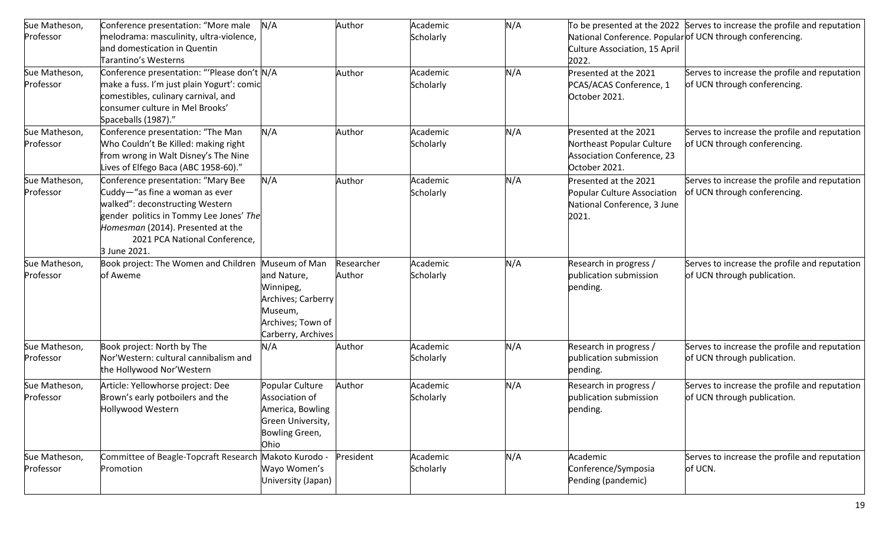| | | | | | | | |
|---|---|---|---|---|---|---|---|
| Sue Matheson, Professor | Conference presentation: "More male melodrama: masculinity, ultra-violence, and domestication in Quentin Tarantino's Westerns | N/A | Author | Academic Scholarly | N/A | To be presented at the 2022 National Conference. Popular Culture Association, 15 April 2022. | Serves to increase the profile and reputation of UCN through conferencing. |
| Sue Matheson, Professor | Conference presentation: "'Please don't make a fuss. I'm just plain Yogurt': comic comestibles, culinary carnival, and consumer culture in Mel Brooks' Spaceballs (1987)." | N/A | Author | Academic Scholarly | N/A | Presented at the 2021 PCAS/ACAS Conference, 1 October 2021. | Serves to increase the profile and reputation of UCN through conferencing. |
| Sue Matheson, Professor | Conference presentation: "The Man Who Couldn't Be Killed: making right from wrong in Walt Disney's The Nine Lives of Elfego Baca (ABC 1958-60)." | N/A | Author | Academic Scholarly | N/A | Presented at the 2021 Northeast Popular Culture Association Conference, 23 October 2021. | Serves to increase the profile and reputation of UCN through conferencing. |
| Sue Matheson, Professor | Conference presentation: "Mary Bee Cuddy—"as fine a woman as ever walked": deconstructing Western gender politics in Tommy Lee Jones' *The Homesman* (2014). Presented at the 2021 PCA National Conference, 3 June 2021. | N/A | Author | Academic Scholarly | N/A | Presented at the 2021 Popular Culture Association National Conference, 3 June 2021. | Serves to increase the profile and reputation of UCN through conferencing. |
| Sue Matheson, Professor | Book project: The Women and Children of Aweme | Museum of Man and Nature, Winnipeg, Archives; Carberry Museum, Archives; Town of Carberry, Archives | Researcher Author | Academic Scholarly | N/A | Research in progress / publication submission pending. | Serves to increase the profile and reputation of UCN through publication. |
| Sue Matheson, Professor | Book project: North by The Nor'Western: cultural cannibalism and the Hollywood Nor'Western | N/A | Author | Academic Scholarly | N/A | Research in progress / publication submission pending. | Serves to increase the profile and reputation of UCN through publication. |
| Sue Matheson, Professor | Article: Yellowhorse project: Dee Brown's early potboilers and the Hollywood Western | Popular Culture Association of America, Bowling Green University, Bowling Green, Ohio | Author | Academic Scholarly | N/A | Research in progress / publication submission pending. | Serves to increase the profile and reputation of UCN through publication. |
| Sue Matheson, Professor | Committee of Beagle-Topcraft Research Promotion | Makoto Kurodo - Wayo Women's University (Japan) | President | Academic Scholarly | N/A | Academic Conference/Symposia Pending (pandemic) | Serves to increase the profile and reputation of UCN. |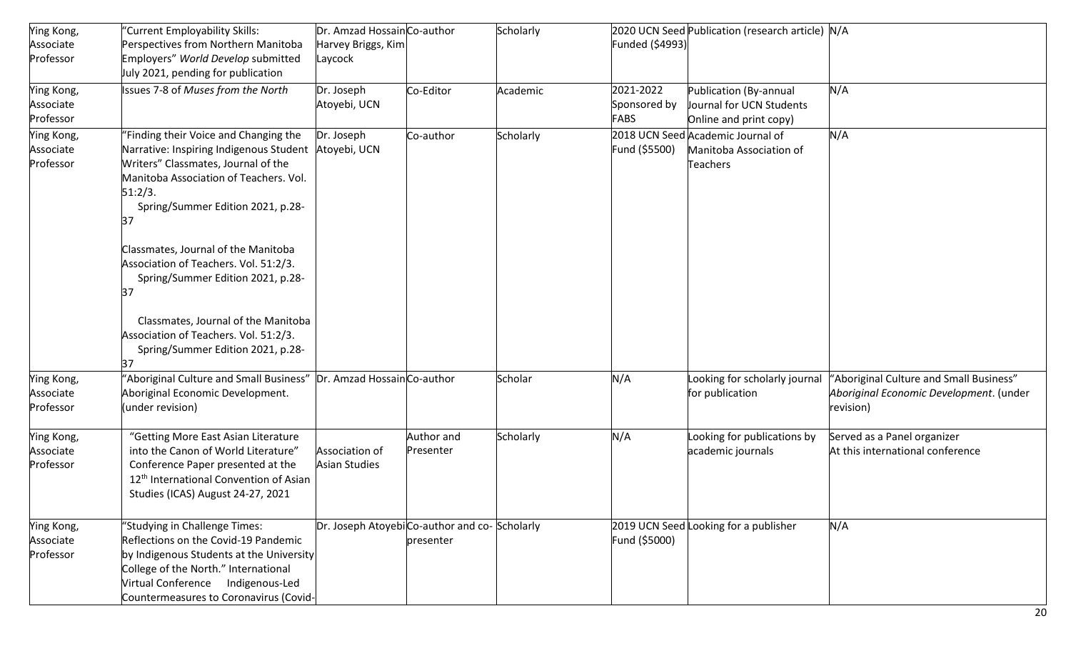| | | | | | | | |
|---|---|---|---|---|---|---|---|
| Ying Kong, Associate Professor | "Current Employability Skills: Perspectives from Northern Manitoba Employers" *World Develop* submitted July 2021, pending for publication | Dr. Amzad Hossain Harvey Briggs, Kim Laycock | Co-author | Scholarly | 2020 UCN Seed Funded ($4993) | Publication (research article) | N/A |
| Ying Kong, Associate Professor | Issues 7-8 of *Muses from the North* | Dr. Joseph Atoyebi, UCN | Co-Editor | Academic | 2021-2022 Sponsored by FABS | Publication (By-annual Journal for UCN Students Online and print copy) | N/A |
| Ying Kong, Associate Professor | "Finding their Voice and Changing the Narrative: Inspiring Indigenous Student Writers" Classmates, Journal of the Manitoba Association of Teachers. Vol. 51:2/3. Spring/Summer Edition 2021, p.28-37<br><br>Classmates, Journal of the Manitoba Association of Teachers. Vol. 51:2/3. Spring/Summer Edition 2021, p.28-37<br><br>Classmates, Journal of the Manitoba Association of Teachers. Vol. 51:2/3. Spring/Summer Edition 2021, p.28-37 | Dr. Joseph Atoyebi, UCN | Co-author | Scholarly | 2018 UCN Seed Fund ($5500) | Academic Journal of Manitoba Association of Teachers | N/A |
| Ying Kong, Associate Professor | "Aboriginal Culture and Small Business" Aboriginal Economic Development. (under revision) | Dr. Amzad Hossain | Co-author | Scholar | N/A | Looking for scholarly journal for publication | "Aboriginal Culture and Small Business" *Aboriginal Economic Development*. (under revision) |
| Ying Kong, Associate Professor | "Getting More East Asian Literature into the Canon of World Literature" Conference Paper presented at the 12th International Convention of Asian Studies (ICAS) August 24-27, 2021 | Association of Asian Studies | Author and Presenter | Scholarly | N/A | Looking for publications by academic journals | Served as a Panel organizer At this international conference |
| Ying Kong, Associate Professor | "Studying in Challenge Times: Reflections on the Covid-19 Pandemic by Indigenous Students at the University College of the North." International Virtual Conference Indigenous-Led Countermeasures to Coronavirus (Covid- | Dr. Joseph Atoyebi | Co-author and co-presenter | Scholarly | 2019 UCN Seed Fund ($5000) | Looking for a publisher | N/A |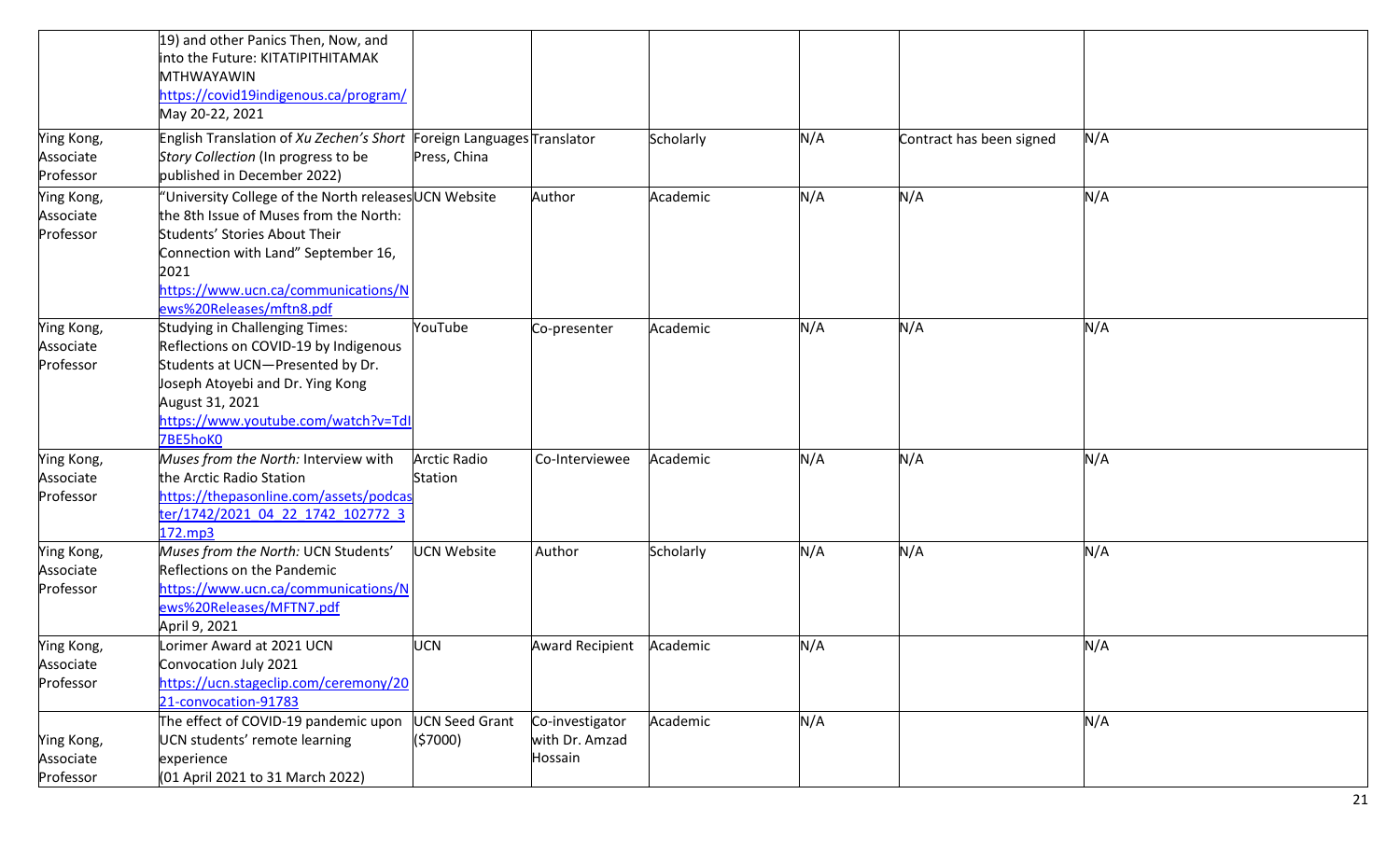| | | | | | | | |
|---|---|---|---|---|---|---|---|
| | 19) and other Panics Then, Now, and into the Future: KITATIPITHITAMAK MTHWAYAWIN https://covid19indigenous.ca/program/ May 20-22, 2021 | | | | | | |
| Ying Kong, Associate Professor | English Translation of *Xu Zechen's Short Story Collection* (In progress to be published in December 2022) | Foreign Languages Press, China | Translator | Scholarly | N/A | Contract has been signed | N/A |
| Ying Kong, Associate Professor | "University College of the North releases the 8th Issue of Muses from the North: Students' Stories About Their Connection with Land" September 16, 2021 https://www.ucn.ca/communications/News%20Releases/mftn8.pdf | UCN Website | Author | Academic | N/A | N/A | N/A |
| Ying Kong, Associate Professor | Studying in Challenging Times: Reflections on COVID-19 by Indigenous Students at UCN—Presented by Dr. Joseph Atoyebi and Dr. Ying Kong August 31, 2021 https://www.youtube.com/watch?v=TdI7BE5hoK0 | YouTube | Co-presenter | Academic | N/A | N/A | N/A |
| Ying Kong, Associate Professor | *Muses from the North:* Interview with the Arctic Radio Station https://thepasonline.com/assets/podcaster/1742/2021_04_22_1742_102772_3172.mp3 | Arctic Radio Station | Co-Interviewee | Academic | N/A | N/A | N/A |
| Ying Kong, Associate Professor | *Muses from the North:* UCN Students' Reflections on the Pandemic https://www.ucn.ca/communications/News%20Releases/MFTN7.pdf April 9, 2021 | UCN Website | Author | Scholarly | N/A | N/A | N/A |
| Ying Kong, Associate Professor | Lorimer Award at 2021 UCN Convocation July 2021 https://ucn.stageclip.com/ceremony/2021-convocation-91783 | UCN | Award Recipient | Academic | N/A | | N/A |
| Ying Kong, Associate Professor | The effect of COVID-19 pandemic upon UCN students' remote learning experience (01 April 2021 to 31 March 2022) | UCN Seed Grant ($7000) | Co-investigator with Dr. Amzad Hossain | Academic | N/A | | N/A |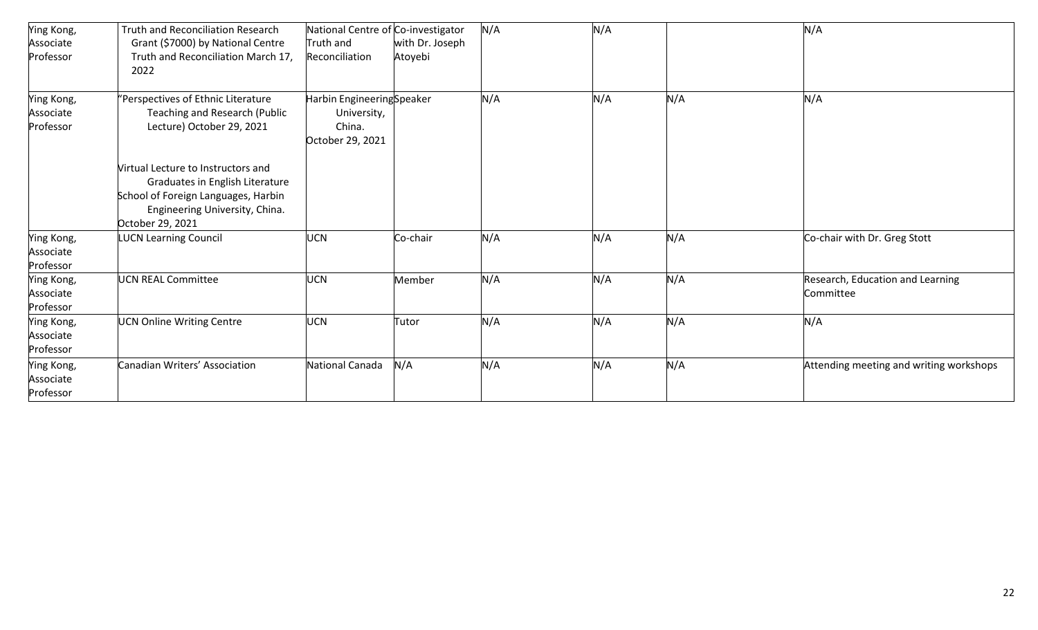| | | | | | | | |
|---|---|---|---|---|---|---|---|
| Ying Kong, Associate Professor | Truth and Reconciliation Research Grant ($7000) by National Centre Truth and Reconciliation March 17, 2022 | National Centre of Truth and Reconciliation | Co-investigator with Dr. Joseph Atoyebi | N/A | N/A | | N/A |
| Ying Kong, Associate Professor | "Perspectives of Ethnic Literature Teaching and Research (Public Lecture) October 29, 2021<br><br>Virtual Lecture to Instructors and Graduates in English Literature School of Foreign Languages, Harbin Engineering University, China. October 29, 2021 | Harbin Engineering University, China. October 29, 2021 | Speaker | N/A | N/A | N/A | N/A |
| Ying Kong, Associate Professor | LUCN Learning Council | UCN | Co-chair | N/A | N/A | N/A | Co-chair with Dr. Greg Stott |
| Ying Kong, Associate Professor | UCN REAL Committee | UCN | Member | N/A | N/A | N/A | Research, Education and Learning Committee |
| Ying Kong, Associate Professor | UCN Online Writing Centre | UCN | Tutor | N/A | N/A | N/A | N/A |
| Ying Kong, Associate Professor | Canadian Writers' Association | National Canada | N/A | N/A | N/A | N/A | Attending meeting and writing workshops |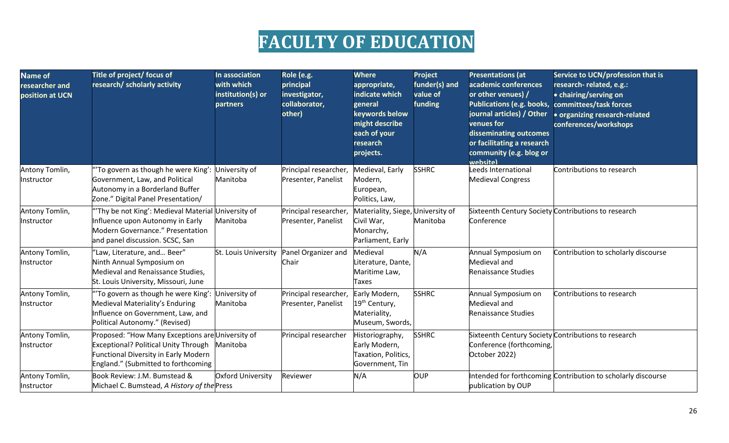# FACULTY OF EDUCATION

| Name of researcher and position at UCN | Title of project/ focus of research/ scholarly activity | In association with which institution(s) or partners | Role (e.g. principal investigator, collaborator, other) | Where appropriate, indicate which general keywords below might describe each of your research projects. | Project funder(s) and value of funding | Presentations (at academic conferences or other venues) / Publications (e.g. books, journal articles) / Other venues for disseminating outcomes or facilitating a research community (e.g. blog or website) | Service to UCN/profession that is research- related, e.g.: • chairing/serving on committees/task forces • organizing research-related conferences/workshops |
|---|---|---|---|---|---|---|---|
| Antony Tomlin, Instructor | "'To govern as though he were King': Government, Law, and Political Autonomy in a Borderland Buffer Zone." Digital Panel Presentation/ | University of Manitoba | Principal researcher, Presenter, Panelist | Medieval, Early Modern, European, Politics, Law, | SSHRC | Leeds International Medieval Congress | Contributions to research |
| Antony Tomlin, Instructor | "'Thy be not King': Medieval Material Influence upon Autonomy in Early Modern Governance." Presentation and panel discussion. SCSC, San | University of Manitoba | Principal researcher, Presenter, Panelist | Materiality, Siege, Civil War, Monarchy, Parliament, Early | University of Manitoba | Sixteenth Century Society Conference | Contributions to research |
| Antony Tomlin, Instructor | "Law, Literature, and… Beer" Ninth Annual Symposium on Medieval and Renaissance Studies, St. Louis University, Missouri, June | St. Louis University | Panel Organizer and Chair | Medieval Literature, Dante, Maritime Law, Taxes | N/A | Annual Symposium on Medieval and Renaissance Studies | Contribution to scholarly discourse |
| Antony Tomlin, Instructor | "'To govern as though he were King': Medieval Materiality's Enduring Influence on Government, Law, and Political Autonomy." (Revised) | University of Manitoba | Principal researcher, Presenter, Panelist | Early Modern, 19th Century, Materiality, Museum, Swords, | SSHRC | Annual Symposium on Medieval and Renaissance Studies | Contributions to research |
| Antony Tomlin, Instructor | Proposed: "How Many Exceptions are Exceptional? Political Unity Through Functional Diversity in Early Modern England." (Submitted to forthcoming | University of Manitoba | Principal researcher | Historiography, Early Modern, Taxation, Politics, Government, Tin | SSHRC | Sixteenth Century Society Conference (forthcoming, October 2022) | Contributions to research |
| Antony Tomlin, Instructor | Book Review: J.M. Bumstead & Michael C. Bumstead, *A History of the* | Oxford University Press | Reviewer | N/A | OUP | Intended for forthcoming publication by OUP | Contribution to scholarly discourse |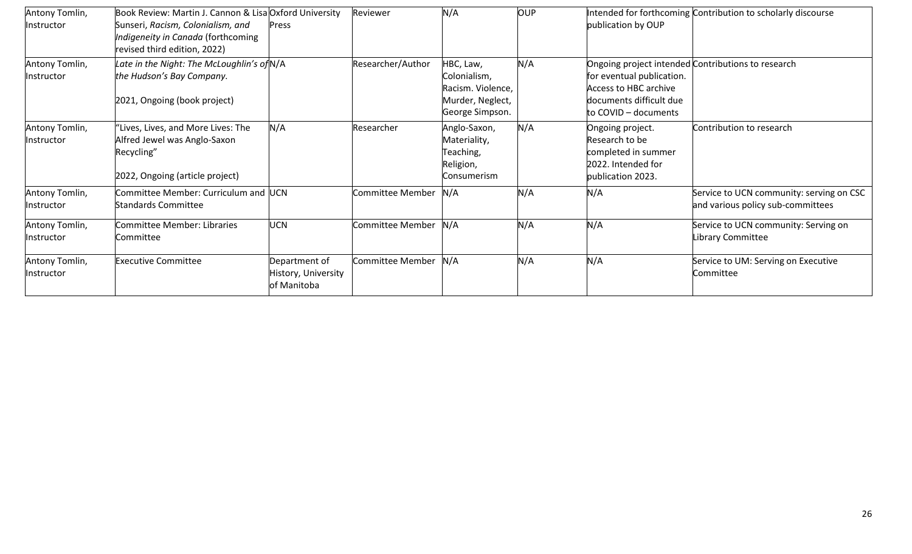| | | | | | | | |
|---|---|---|---|---|---|---|---|
| Antony Tomlin, Instructor | Book Review: Martin J. Cannon & Lisa Sunseri, *Racism, Colonialism, and Indigeneity in Canada* (forthcoming revised third edition, 2022) | Oxford University Press | Reviewer | N/A | OUP | Intended for forthcoming publication by OUP | Contribution to scholarly discourse |
| Antony Tomlin, Instructor | *Late in the Night: The McLoughlin's of the Hudson's Bay Company*. 2021, Ongoing (book project) | N/A | Researcher/Author | HBC, Law, Colonialism, Racism. Violence, Murder, Neglect, George Simpson. | N/A | Ongoing project intended for eventual publication. Access to HBC archive documents difficult due to COVID – documents | Contributions to research |
| Antony Tomlin, Instructor | "Lives, Lives, and More Lives: The Alfred Jewel was Anglo-Saxon Recycling" 2022, Ongoing (article project) | N/A | Researcher | Anglo-Saxon, Materiality, Teaching, Religion, Consumerism | N/A | Ongoing project. Research to be completed in summer 2022. Intended for publication 2023. | Contribution to research |
| Antony Tomlin, Instructor | Committee Member: Curriculum and Standards Committee | UCN | Committee Member | N/A | N/A | N/A | Service to UCN community: serving on CSC and various policy sub-committees |
| Antony Tomlin, Instructor | Committee Member: Libraries Committee | UCN | Committee Member | N/A | N/A | N/A | Service to UCN community: Serving on Library Committee |
| Antony Tomlin, Instructor | Executive Committee | Department of History, University of Manitoba | Committee Member | N/A | N/A | N/A | Service to UM: Serving on Executive Committee |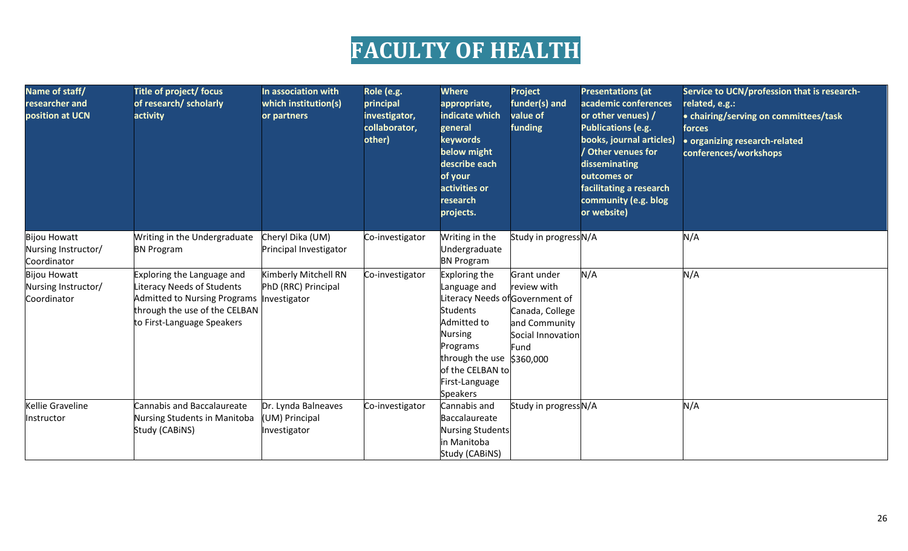# FACULTY OF HEALTH

| Name of staff/ researcher and position at UCN | Title of project/ focus of research/ scholarly activity | In association with which institution(s) or partners | Role (e.g. principal investigator, collaborator, other) | Where appropriate, indicate which general keywords below might describe each of your activities or research projects. | Project funder(s) and value of funding | Presentations (at academic conferences or other venues) / Publications (e.g. books, journal articles) / Other venues for disseminating outcomes or facilitating a research community (e.g. blog or website) | Service to UCN/profession that is research-related, e.g.: • chairing/serving on committees/task forces • organizing research-related conferences/workshops |
|---|---|---|---|---|---|---|---|
| Bijou Howatt Nursing Instructor/ Coordinator | Writing in the Undergraduate BN Program | Cheryl Dika (UM) Principal Investigator | Co-investigator | Writing in the Undergraduate BN Program | Study in progress | N/A | N/A |
| Bijou Howatt Nursing Instructor/ Coordinator | Exploring the Language and Literacy Needs of Students Admitted to Nursing Programs through the use of the CELBAN to First-Language Speakers | Kimberly Mitchell RN PhD (RRC) Principal Investigator | Co-investigator | Exploring the Language and Literacy Needs of Students Admitted to Nursing Programs through the use of the CELBAN to First-Language Speakers | Grant under review with Government of Canada, College and Community Social Innovation Fund $360,000 | N/A | N/A |
| Kellie Graveline Instructor | Cannabis and Baccalaureate Nursing Students in Manitoba Study (CABiNS) | Dr. Lynda Balneaves (UM) Principal Investigator | Co-investigator | Cannabis and Baccalaureate Nursing Students in Manitoba Study (CABiNS) | Study in progress | N/A | N/A |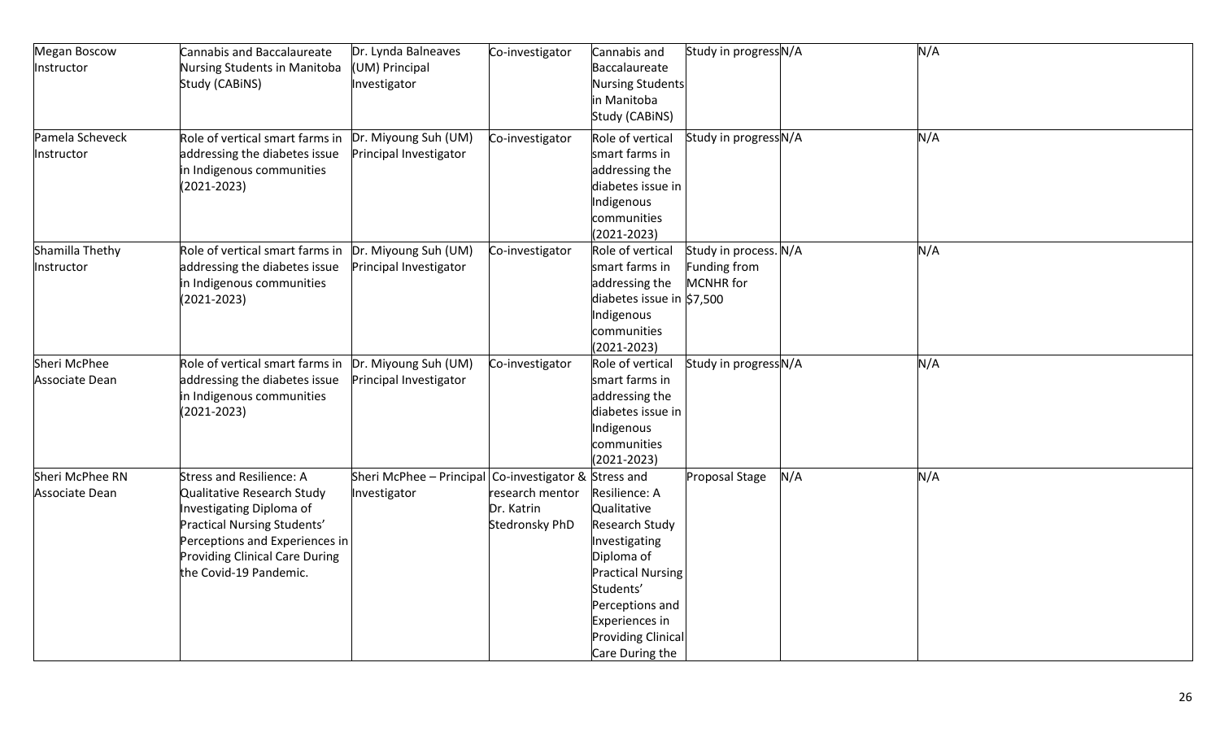| | | | | | | | |
|---|---|---|---|---|---|---|---|
| Megan Boscow Instructor | Cannabis and Baccalaureate Nursing Students in Manitoba Study (CABiNS) | Dr. Lynda Balneaves (UM) Principal Investigator | Co-investigator | Cannabis and Baccalaureate Nursing Students in Manitoba Study (CABiNS) | Study in progress | N/A | N/A |
| Pamela Scheveck Instructor | Role of vertical smart farms in addressing the diabetes issue in Indigenous communities (2021-2023) | Dr. Miyoung Suh (UM) Principal Investigator | Co-investigator | Role of vertical smart farms in addressing the diabetes issue in Indigenous communities (2021-2023) | Study in progress | N/A | N/A |
| Shamilla Thethy Instructor | Role of vertical smart farms in addressing the diabetes issue in Indigenous communities (2021-2023) | Dr. Miyoung Suh (UM) Principal Investigator | Co-investigator | Role of vertical smart farms in addressing the diabetes issue in Indigenous communities (2021-2023) | Study in process. Funding from MCNHR for $7,500 | N/A | N/A |
| Sheri McPhee Associate Dean | Role of vertical smart farms in addressing the diabetes issue in Indigenous communities (2021-2023) | Dr. Miyoung Suh (UM) Principal Investigator | Co-investigator | Role of vertical smart farms in addressing the diabetes issue in Indigenous communities (2021-2023) | Study in progress | N/A | N/A |
| Sheri McPhee RN Associate Dean | Stress and Resilience: A Qualitative Research Study Investigating Diploma of Practical Nursing Students' Perceptions and Experiences in Providing Clinical Care During the Covid-19 Pandemic. | Sheri McPhee – Principal Investigator | Co-investigator & research mentor Dr. Katrin Stedronsky PhD | Stress and Resilience: A Qualitative Research Study Investigating Diploma of Practical Nursing Students' Perceptions and Experiences in Providing Clinical Care During the | Proposal Stage | N/A | N/A |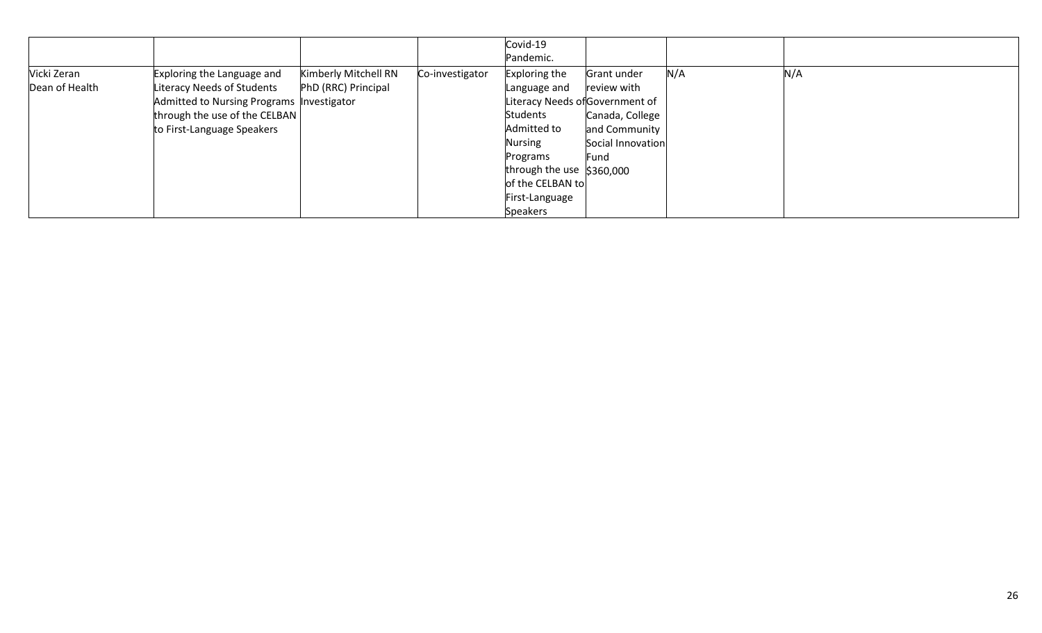| | | | | | | | |
|---|---|---|---|---|---|---|---|
| | | | | Covid-19 Pandemic. | | | |
| Vicki Zeran Dean of Health | Exploring the Language and Literacy Needs of Students Admitted to Nursing Programs through the use of the CELBAN to First-Language Speakers | Kimberly Mitchell RN PhD (RRC) Principal Investigator | Co-investigator | Exploring the Language and Literacy Needs of Students Admitted to Nursing Programs through the use of the CELBAN to First-Language Speakers | Grant under review with Government of Canada, College and Community Social Innovation Fund $360,000 | N/A | N/A |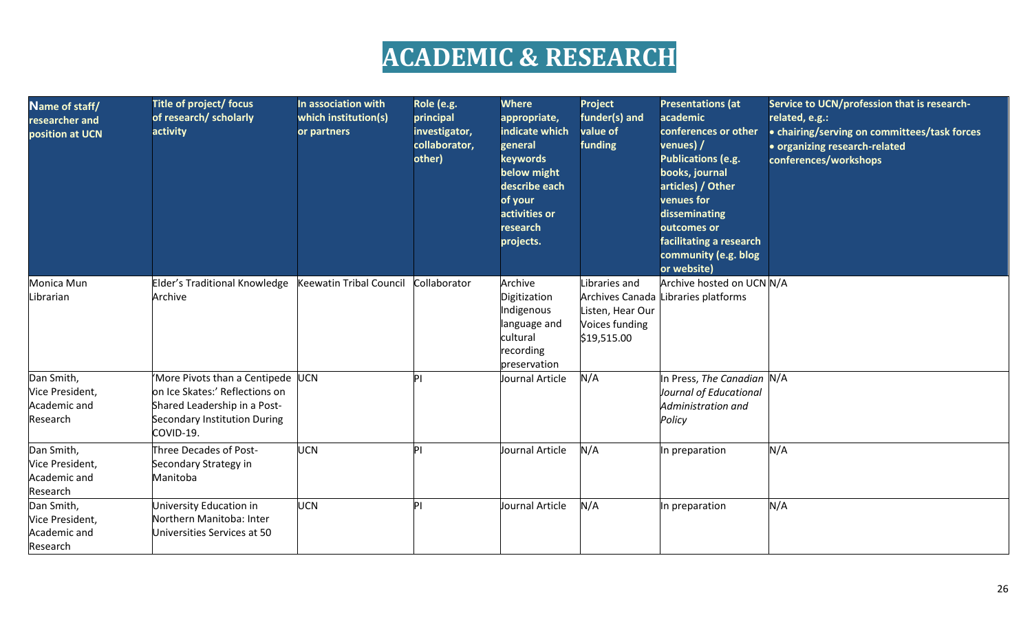# ACADEMIC & RESEARCH

| Name of staff/ researcher and position at UCN | Title of project/ focus of research/ scholarly activity | In association with which institution(s) or partners | Role (e.g. principal investigator, collaborator, other) | Where appropriate, indicate which general keywords below might describe each of your activities or research projects. | Project funder(s) and value of funding | Presentations (at academic conferences or other venues) / Publications (e.g. books, journal articles) / Other venues for disseminating outcomes or facilitating a research community (e.g. blog or website) | Service to UCN/profession that is research-related, e.g.: • chairing/serving on committees/task forces • organizing research-related conferences/workshops |
|---|---|---|---|---|---|---|---|
| Monica Mun Librarian | Elder's Traditional Knowledge Archive | Keewatin Tribal Council | Collaborator | Archive Digitization Indigenous language and cultural recording preservation | Libraries and Archives Canada Listen, Hear Our Voices funding $19,515.00 | Archive hosted on UCN Libraries platforms | N/A |
| Dan Smith, Vice President, Academic and Research | 'More Pivots than a Centipede on Ice Skates:' Reflections on Shared Leadership in a Post-Secondary Institution During COVID-19. | UCN | PI | Journal Article | N/A | In Press, *The Canadian Journal of Educational Administration and Policy* | N/A |
| Dan Smith, Vice President, Academic and Research | Three Decades of Post-Secondary Strategy in Manitoba | UCN | PI | Journal Article | N/A | In preparation | N/A |
| Dan Smith, Vice President, Academic and Research | University Education in Northern Manitoba: Inter Universities Services at 50 | UCN | PI | Journal Article | N/A | In preparation | N/A |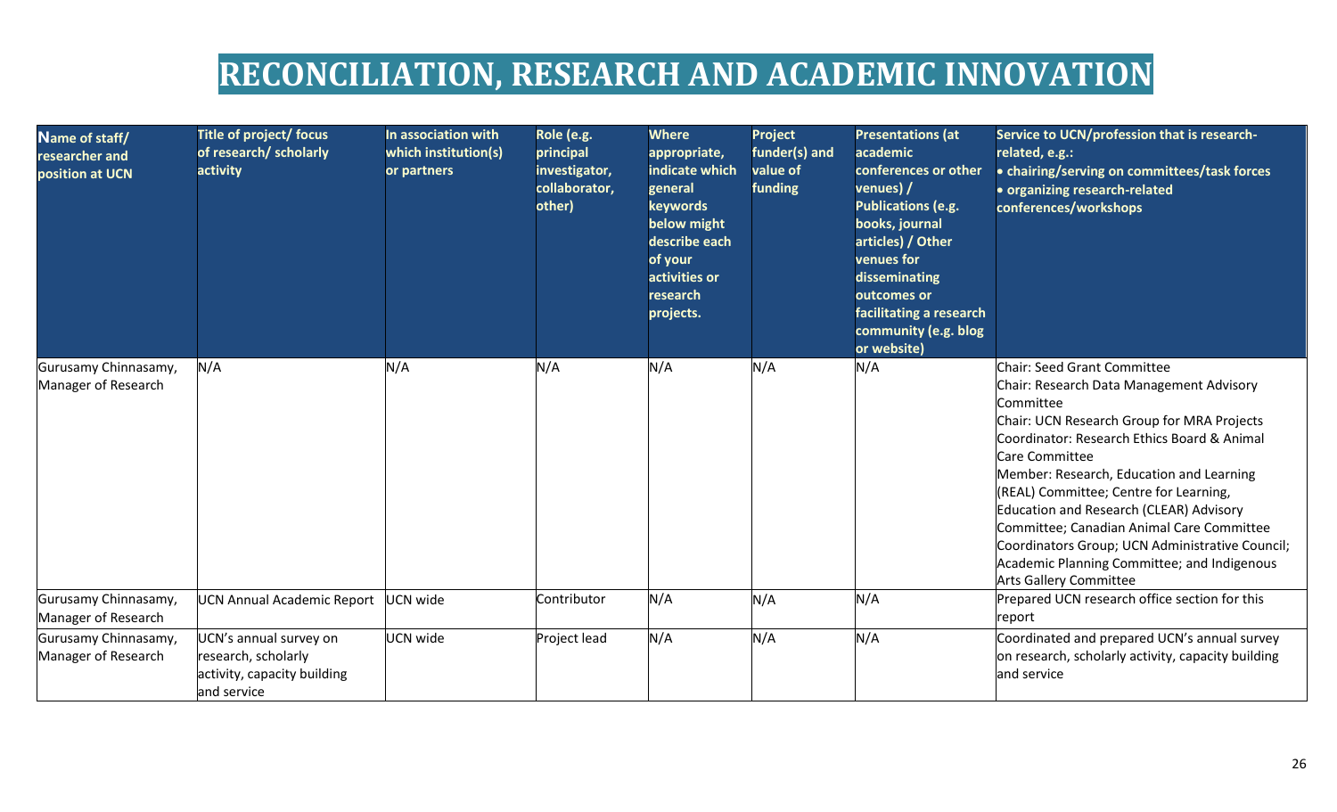# RECONCILIATION, RESEARCH AND ACADEMIC INNOVATION

| Name of staff/ researcher and position at UCN | Title of project/ focus of research/ scholarly activity | In association with which institution(s) or partners | Role (e.g. principal investigator, collaborator, other) | Where appropriate, indicate which general keywords below might describe each of your activities or research projects. | Project funder(s) and value of funding | Presentations (at academic conferences or other venues) / Publications (e.g. books, journal articles) / Other venues for disseminating outcomes or facilitating a research community (e.g. blog or website) | Service to UCN/profession that is research-related, e.g.: • chairing/serving on committees/task forces • organizing research-related conferences/workshops |
|---|---|---|---|---|---|---|---|
| Gurusamy Chinnasamy, Manager of Research | N/A | N/A | N/A | N/A | N/A | N/A | Chair: Seed Grant Committee<br>Chair: Research Data Management Advisory Committee<br>Chair: UCN Research Group for MRA Projects<br>Coordinator: Research Ethics Board & Animal Care Committee<br>Member: Research, Education and Learning (REAL) Committee; Centre for Learning, Education and Research (CLEAR) Advisory Committee; Canadian Animal Care Committee Coordinators Group; UCN Administrative Council; Academic Planning Committee; and Indigenous Arts Gallery Committee |
| Gurusamy Chinnasamy, Manager of Research | UCN Annual Academic Report | UCN wide | Contributor | N/A | N/A | N/A | Prepared UCN research office section for this report |
| Gurusamy Chinnasamy, Manager of Research | UCN's annual survey on research, scholarly activity, capacity building and service | UCN wide | Project lead | N/A | N/A | N/A | Coordinated and prepared UCN's annual survey on research, scholarly activity, capacity building and service |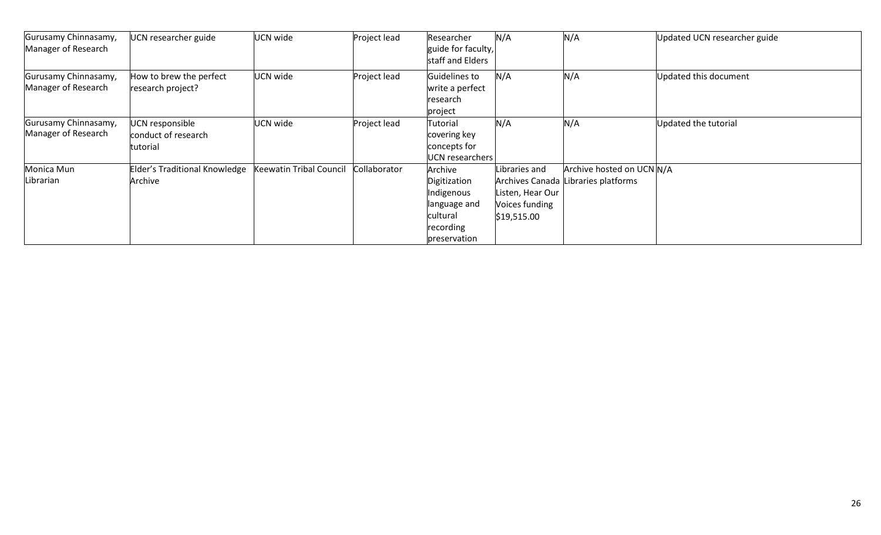| | | | | | | | |
|---|---|---|---|---|---|---|---|
| Gurusamy Chinnasamy, Manager of Research | UCN researcher guide | UCN wide | Project lead | Researcher guide for faculty, staff and Elders | N/A | N/A | Updated UCN researcher guide |
| Gurusamy Chinnasamy, Manager of Research | How to brew the perfect research project? | UCN wide | Project lead | Guidelines to write a perfect research project | N/A | N/A | Updated this document |
| Gurusamy Chinnasamy, Manager of Research | UCN responsible conduct of research tutorial | UCN wide | Project lead | Tutorial covering key concepts for UCN researchers | N/A | N/A | Updated the tutorial |
| Monica Mun Librarian | Elder's Traditional Knowledge Archive | Keewatin Tribal Council | Collaborator | Archive Digitization Indigenous language and cultural recording preservation | Libraries and Archives Canada Listen, Hear Our Voices funding $19,515.00 | Archive hosted on UCN Libraries platforms | N/A |